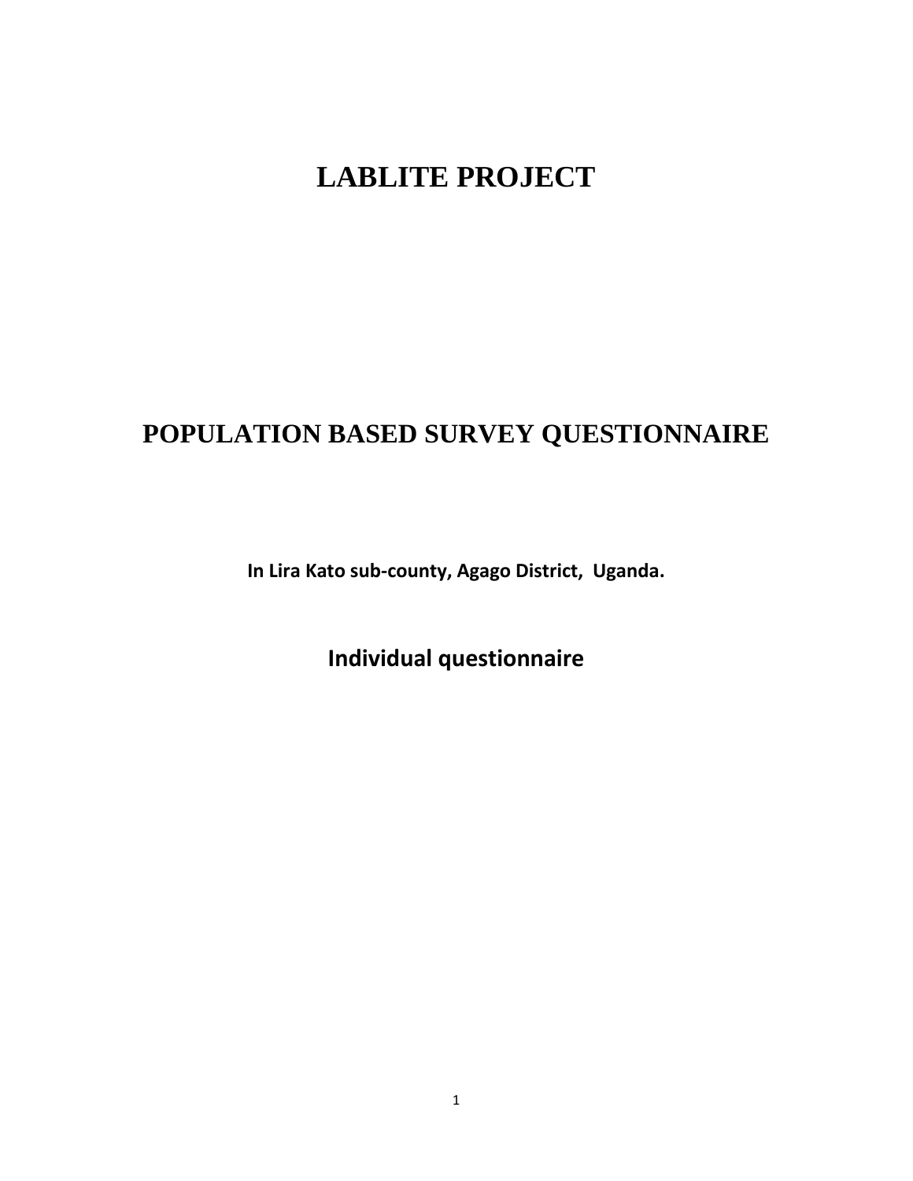# LABLITE PROJECT

# POPULATION BASED SURVEY QUESTIONNAIRE

**In Lira Kato sub-county, Agago District, Uganda.**

## Individual questionnaire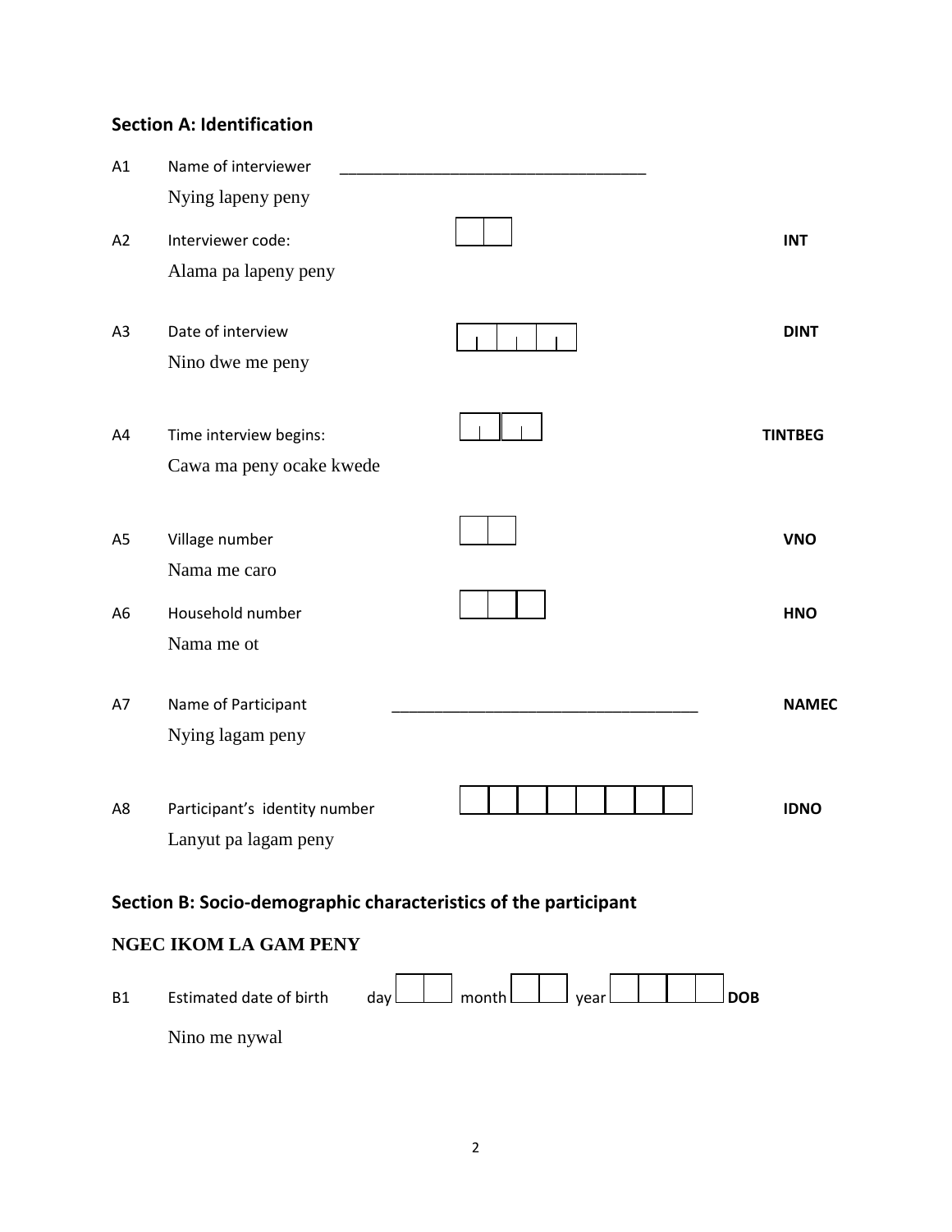## Section A: Identification

| | | | |
|---|---|---|---|
| A1 | Name of interviewer<br>Nying lapeny peny | ____________________________________ | |
| A2 | Interviewer code:<br>Alama pa lapeny peny | ☐☐ | **INT** |
| A3 | Date of interview<br>Nino dwe me peny | ☐☐☐☐☐☐ | **DINT** |
| A4 | Time interview begins:<br>Cawa ma peny ocake kwede | ☐☐☐☐ | **TINTBEG** |
| A5 | Village number<br>Nama me caro | ☐☐ | **VNO** |
| A6 | Household number<br>Nama me ot | ☐☐☐ | **HNO** |
| A7 | Name of Participant<br>Nying lagam peny | ____________________________________ | **NAMEC** |
| A8 | Participant's identity number<br>Lanyut pa lagam peny | ☐☐☐☐☐☐☐☐ | **IDNO** |

## Section B: Socio-demographic characteristics of the participant

### NGEC IKOM LA GAM PENY

| | | | |
|---|---|---|---|
| B1 | Estimated date of birth<br>Nino me nywal | day ☐☐ month ☐☐ year ☐☐☐☐ | **DOB** |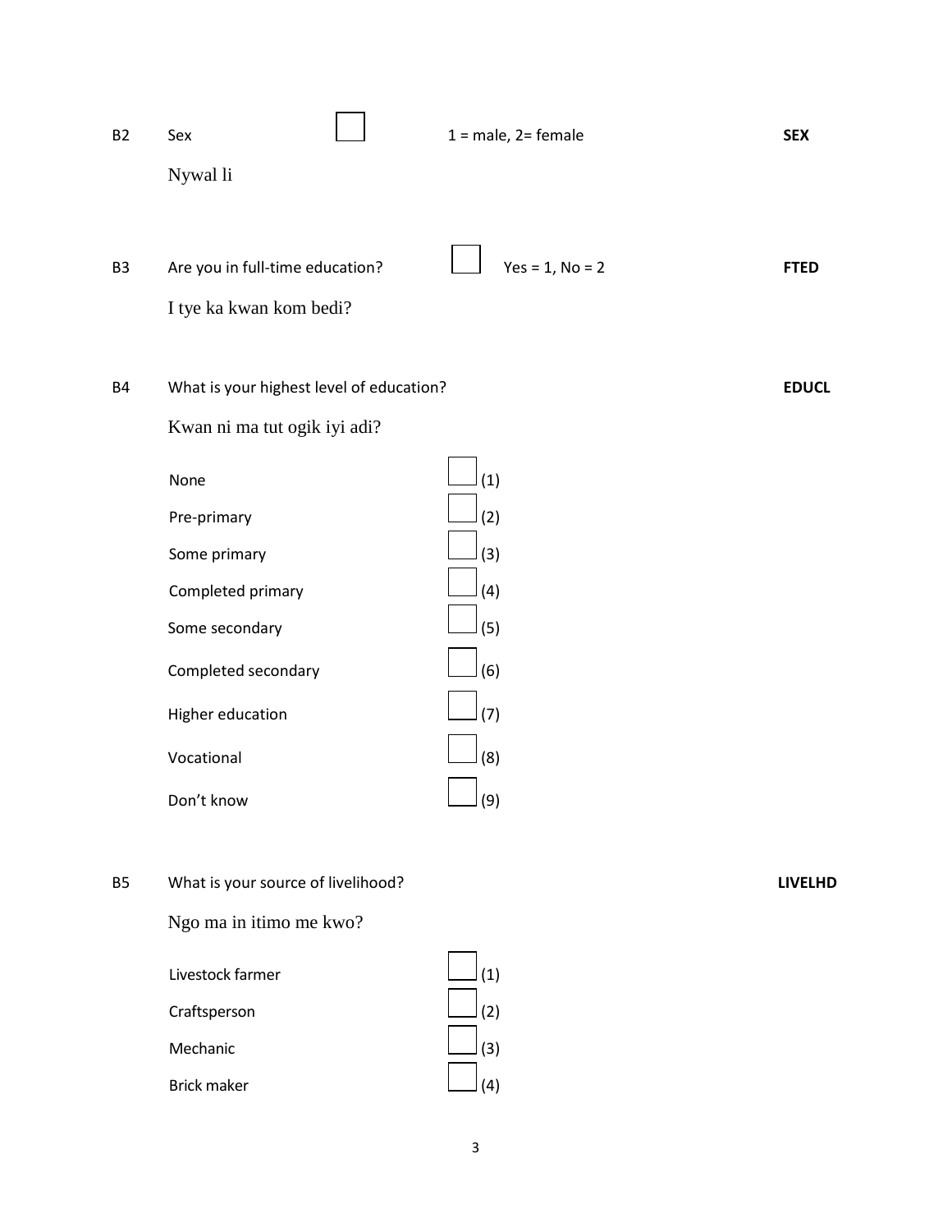B2 Sex ☐ 1 = male, 2= female **SEX**

Nywal li

B3 Are you in full-time education? ☐ Yes = 1, No = 2 **FTED**

I tye ka kwan kom bedi?

B4 What is your highest level of education? **EDUCL**

Kwan ni ma tut ogik iyi adi?

| | |
|---|---|
| None | ☐ (1) |
| Pre-primary | ☐ (2) |
| Some primary | ☐ (3) |
| Completed primary | ☐ (4) |
| Some secondary | ☐ (5) |
| Completed secondary | ☐ (6) |
| Higher education | ☐ (7) |
| Vocational | ☐ (8) |
| Don't know | ☐ (9) |

B5 What is your source of livelihood? **LIVELHD**

Ngo ma in itimo me kwo?

| | |
|---|---|
| Livestock farmer | ☐ (1) |
| Craftsperson | ☐ (2) |
| Mechanic | ☐ (3) |
| Brick maker | ☐ (4) |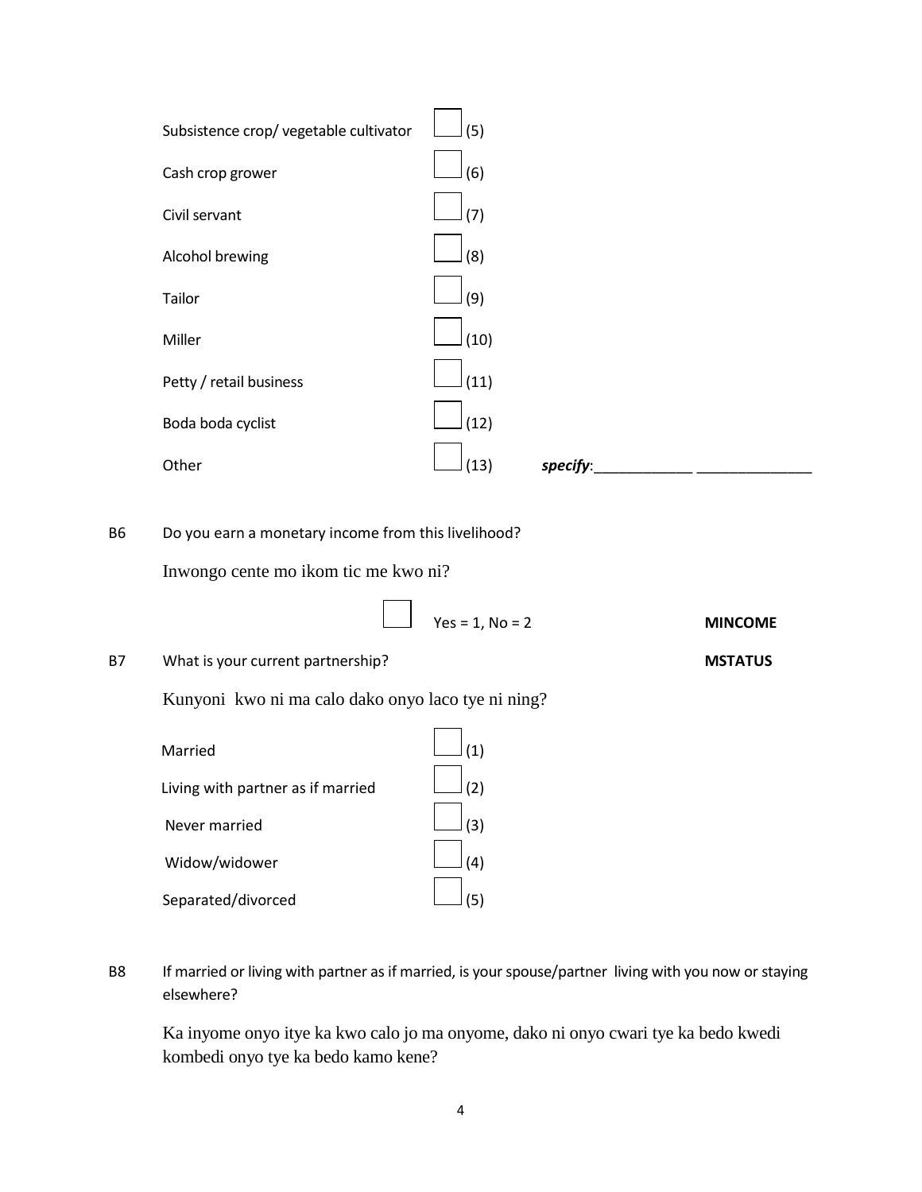Subsistence crop/ vegetable cultivator ☐ (5)

Cash crop grower ☐ (6)

Civil servant ☐ (7)

Alcohol brewing ☐ (8)

Tailor ☐ (9)

Miller ☐ (10)

Petty / retail business ☐ (11)

Boda boda cyclist ☐ (12)

Other ☐ (13) ***specify***:_____________ _______________

B6 Do you earn a monetary income from this livelihood?

Inwongo cente mo ikom tic me kwo ni?

☐ Yes = 1, No = 2 **MINCOME**

B7 What is your current partnership? **MSTATUS**

Kunyoni kwo ni ma calo dako onyo laco tye ni ning?

Married ☐ (1)

Living with partner as if married ☐ (2)

Never married ☐ (3)

Widow/widower ☐ (4)

Separated/divorced ☐ (5)

B8 If married or living with partner as if married, is your spouse/partner living with you now or staying elsewhere?

Ka inyome onyo itye ka kwo calo jo ma onyome, dako ni onyo cwari tye ka bedo kwedi kombedi onyo tye ka bedo kamo kene?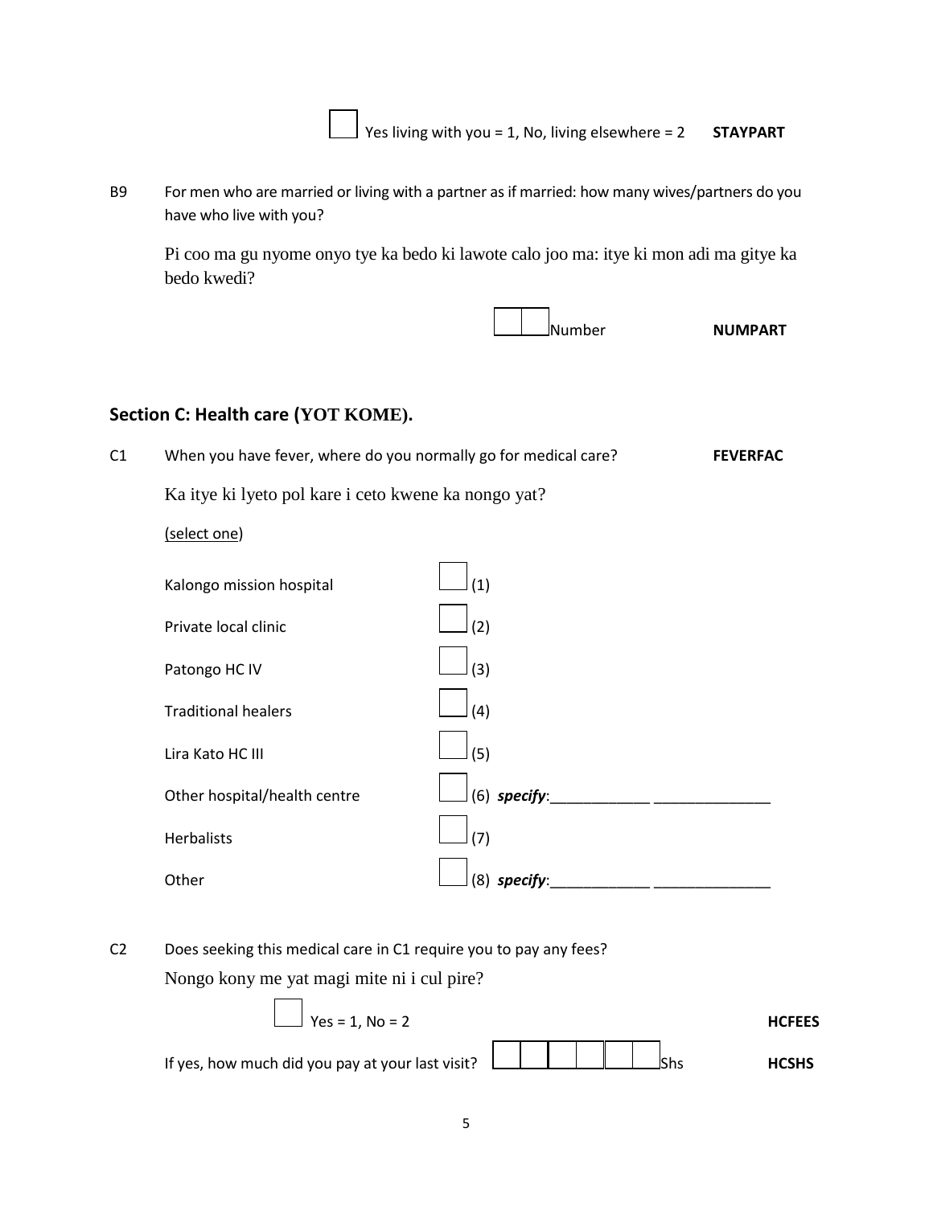☐ Yes living with you = 1, No, living elsewhere = 2 **STAYPART**

B9 For men who are married or living with a partner as if married: how many wives/partners do you have who live with you?

Pi coo ma gu nyome onyo tye ka bedo ki lawote calo joo ma: itye ki mon adi ma gitye ka bedo kwedi?

☐☐ Number **NUMPART**

## Section C: Health care (YOT KOME).

C1 When you have fever, where do you normally go for medical care? **FEVERFAC**

Ka itye ki lyeto pol kare i ceto kwene ka nongo yat?

(select one)

| | |
|---|---|
| Kalongo mission hospital | ☐ (1) |
| Private local clinic | ☐ (2) |
| Patongo HC IV | ☐ (3) |
| Traditional healers | ☐ (4) |
| Lira Kato HC III | ☐ (5) |
| Other hospital/health centre | ☐ (6) ***specify***:____________ ______________ |
| Herbalists | ☐ (7) |
| Other | ☐ (8) ***specify***:____________ ______________ |

C2 Does seeking this medical care in C1 require you to pay any fees?

Nongo kony me yat magi mite ni i cul pire?

☐ Yes = 1, No = 2 **HCFEES**

If yes, how much did you pay at your last visit? ☐☐☐☐☐☐ Shs **HCSHS**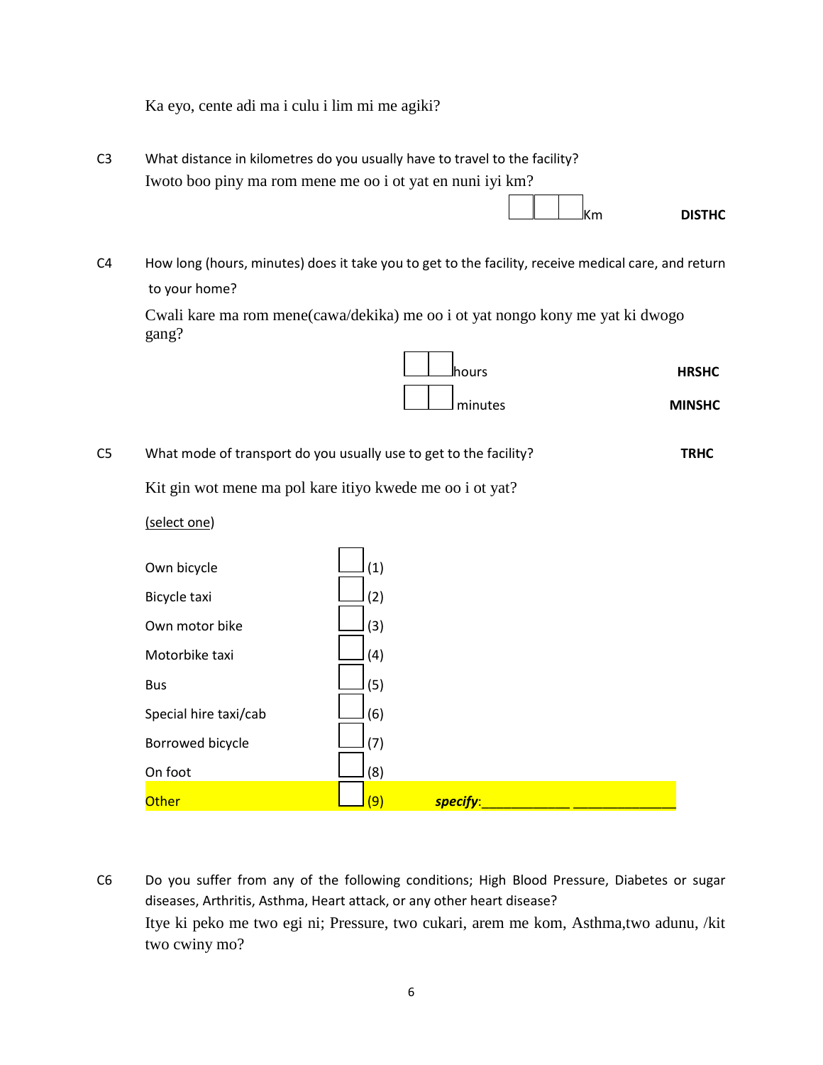Ka eyo, cente adi ma i culu i lim mi me agiki?

C3 What distance in kilometres do you usually have to travel to the facility?

Iwoto boo piny ma rom mene me oo i ot yat en nuni iyi km?

☐☐☐ Km **DISTHC**

C4 How long (hours, minutes) does it take you to get to the facility, receive medical care, and return to your home?

Cwali kare ma rom mene(cawa/dekika) me oo i ot yat nongo kony me yat ki dwogo gang?

☐☐ hours **HRSHC**

☐☐ minutes **MINSHC**

C5 What mode of transport do you usually use to get to the facility? **TRHC**

Kit gin wot mene ma pol kare itiyo kwede me oo i ot yat?

(select one)

| | | |
|---|---|---|
| Own bicycle | ☐ (1) | |
| Bicycle taxi | ☐ (2) | |
| Own motor bike | ☐ (3) | |
| Motorbike taxi | ☐ (4) | |
| Bus | ☐ (5) | |
| Special hire taxi/cab | ☐ (6) | |
| Borrowed bicycle | ☐ (7) | |
| On foot | ☐ (8) | |
| Other | ☐ (9) | ***specify***:____________ ______________ |

C6 Do you suffer from any of the following conditions; High Blood Pressure, Diabetes or sugar diseases, Arthritis, Asthma, Heart attack, or any other heart disease?

Itye ki peko me two egi ni; Pressure, two cukari, arem me kom, Asthma,two adunu, /kit two cwiny mo?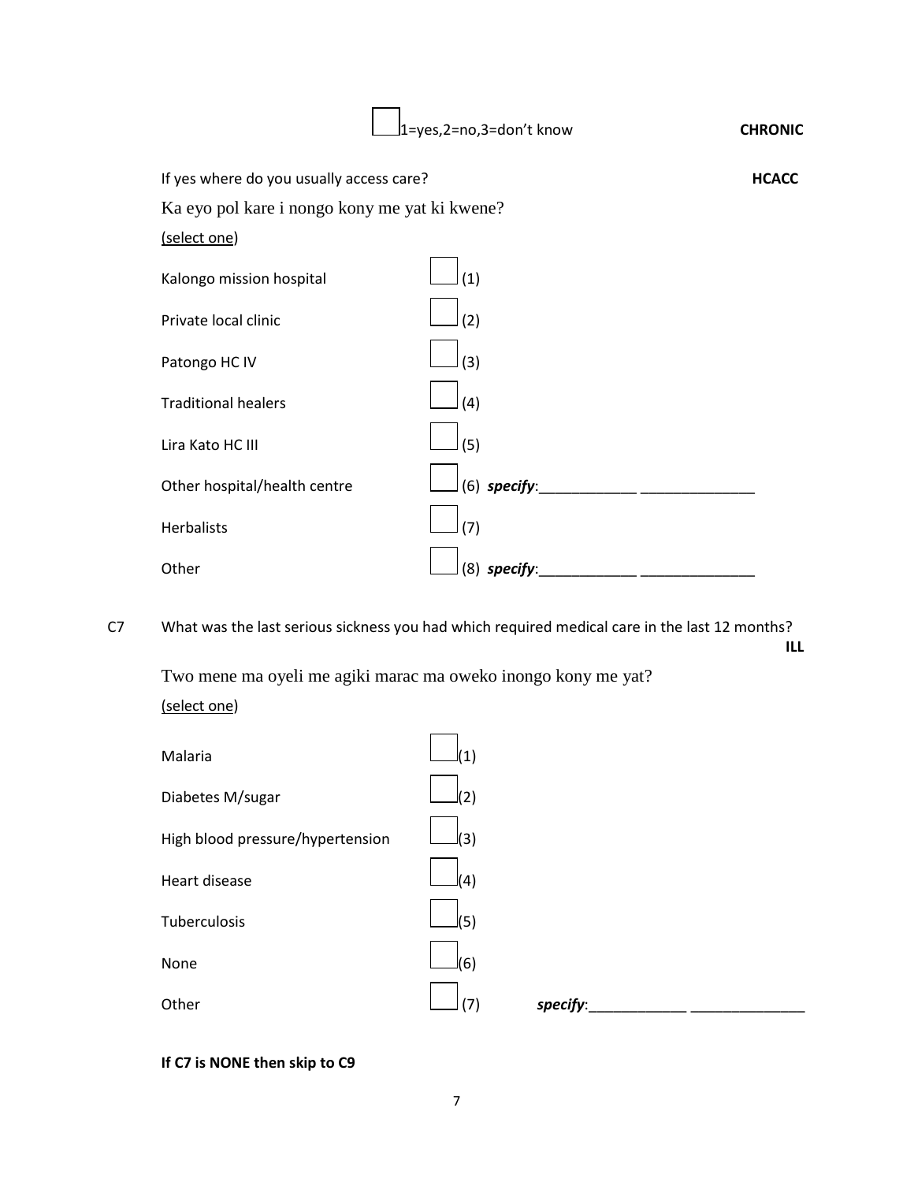☐ 1=yes,2=no,3=don't know **CHRONIC**

If yes where do you usually access care? **HCACC**

Ka eyo pol kare i nongo kony me yat ki kwene?

(select one)

| | |
|---|---|
| Kalongo mission hospital | ☐ (1) |
| Private local clinic | ☐ (2) |
| Patongo HC IV | ☐ (3) |
| Traditional healers | ☐ (4) |
| Lira Kato HC III | ☐ (5) |
| Other hospital/health centre | ☐ (6) ***specify***:____________ ______________ |
| Herbalists | ☐ (7) |
| Other | ☐ (8) ***specify***:____________ ______________ |

C7 What was the last serious sickness you had which required medical care in the last 12 months? **ILL**

Two mene ma oyeli me agiki marac ma oweko inongo kony me yat?

(select one)

| | |
|---|---|
| Malaria | ☐ (1) |
| Diabetes M/sugar | ☐ (2) |
| High blood pressure/hypertension | ☐ (3) |
| Heart disease | ☐ (4) |
| Tuberculosis | ☐ (5) |
| None | ☐ (6) |
| Other | ☐ (7) ***specify***:____________ ______________ |

**If C7 is NONE then skip to C9**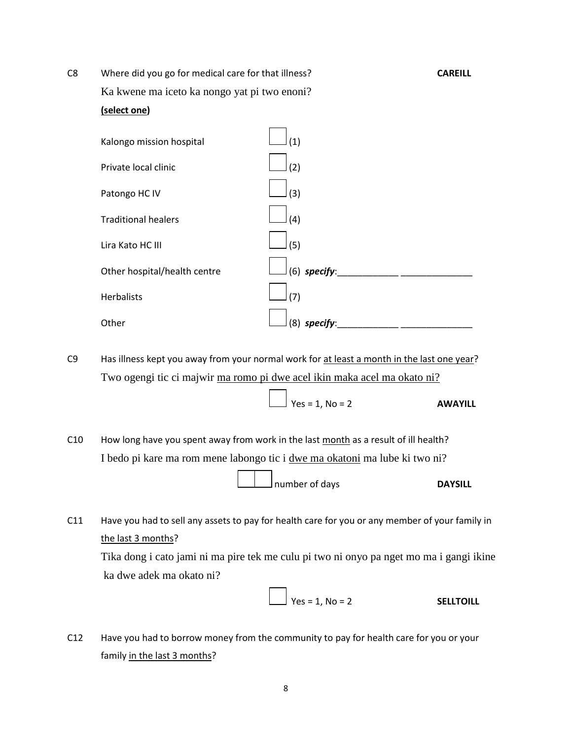C8 Where did you go for medical care for that illness? **CAREILL**

Ka kwene ma iceto ka nongo yat pi two enoni?

**(select one)**

| | |
|---|---|
| Kalongo mission hospital | ☐ (1) |
| Private local clinic | ☐ (2) |
| Patongo HC IV | ☐ (3) |
| Traditional healers | ☐ (4) |
| Lira Kato HC III | ☐ (5) |
| Other hospital/health centre | ☐ (6) ***specify***:____________ ______________ |
| Herbalists | ☐ (7) |
| Other | ☐ (8) ***specify***:____________ ______________ |

C9 Has illness kept you away from your normal work for <u>at least a month in the last one year</u>?

Two ogengi tic ci majwir <u>ma romo pi dwe acel ikin maka acel ma okato ni?</u>

☐ Yes = 1, No = 2 **AWAYILL**

C10 How long have you spent away from work in the last <u>month</u> as a result of ill health?

I bedo pi kare ma rom mene labongo tic i <u>dwe ma okatoni</u> ma lube ki two ni?

☐☐ number of days **DAYSILL**

C11 Have you had to sell any assets to pay for health care for you or any member of your family in <u>the last 3 months</u>?

Tika dong i cato jami ni ma pire tek me culu pi two ni onyo pa nget mo ma i gangi ikine ka dwe adek ma okato ni?

☐ Yes = 1, No = 2 **SELLTOILL**

C12 Have you had to borrow money from the community to pay for health care for you or your family <u>in the last 3 months</u>?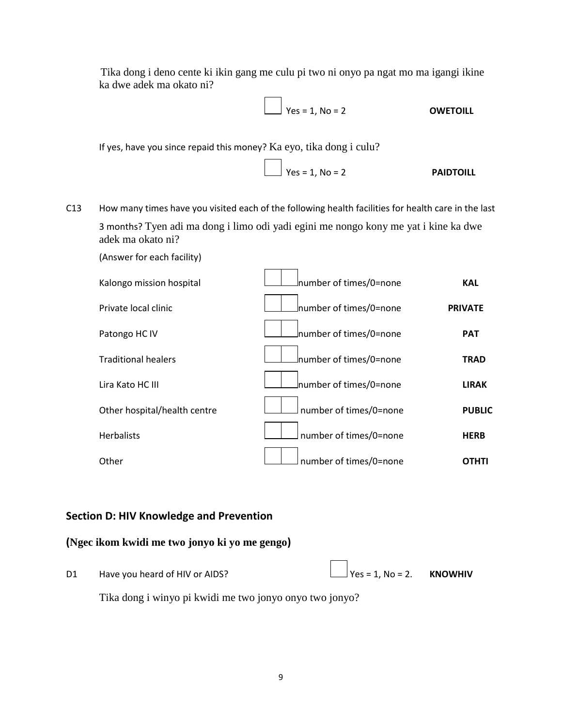Tika dong i deno cente ki ikin gang me culu pi two ni onyo pa ngat mo ma igangi ikine ka dwe adek ma okato ni?

| | | |
|---|---|---|
| ☐ | Yes = 1, No = 2 | **OWETOILL** |

If yes, have you since repaid this money? Ka eyo, tika dong i culu?

| | | |
|---|---|---|
| ☐ | Yes = 1, No = 2 | **PAIDTOILL** |

C13 How many times have you visited each of the following health facilities for health care in the last 3 months? Tyen adi ma dong i limo odi yadi egini me nongo kony me yat i kine ka dwe adek ma okato ni?

(Answer for each facility)

| Facility | | | Code |
|---|---|---|---|
| Kalongo mission hospital | ☐☐ | number of times/0=none | **KAL** |
| Private local clinic | ☐☐ | number of times/0=none | **PRIVATE** |
| Patongo HC IV | ☐☐ | number of times/0=none | **PAT** |
| Traditional healers | ☐☐ | number of times/0=none | **TRAD** |
| Lira Kato HC III | ☐☐ | number of times/0=none | **LIRAK** |
| Other hospital/health centre | ☐☐ | number of times/0=none | **PUBLIC** |
| Herbalists | ☐☐ | number of times/0=none | **HERB** |
| Other | ☐☐ | number of times/0=none | **OTHTI** |

## Section D: HIV Knowledge and Prevention

## (Ngec ikom kwidi me two jonyo ki yo me gengo)

D1 Have you heard of HIV or AIDS? ☐ Yes = 1, No = 2. **KNOWHIV**

Tika dong i winyo pi kwidi me two jonyo onyo two jonyo?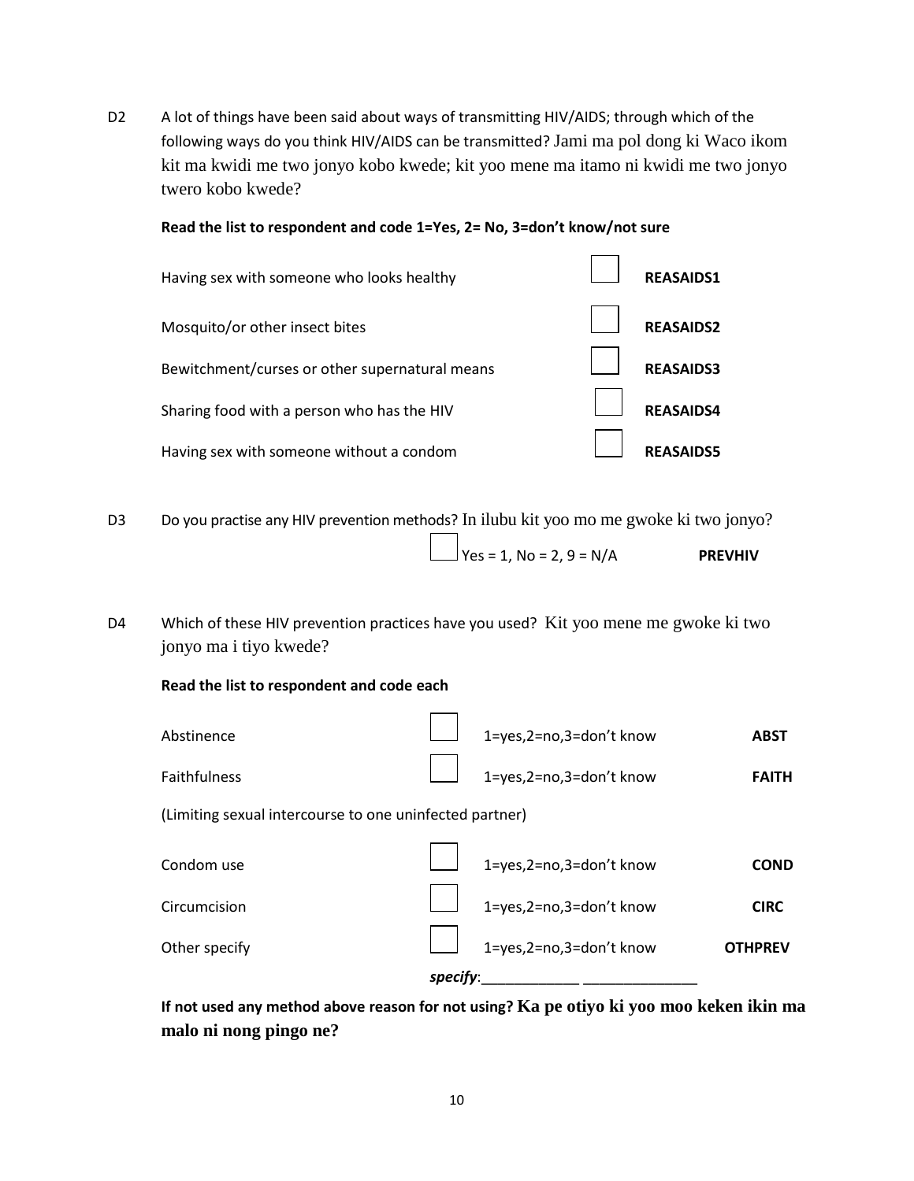D2 A lot of things have been said about ways of transmitting HIV/AIDS; through which of the following ways do you think HIV/AIDS can be transmitted? Jami ma pol dong ki Waco ikom kit ma kwidi me two jonyo kobo kwede; kit yoo mene ma itamo ni kwidi me two jonyo twero kobo kwede?

**Read the list to respondent and code 1=Yes, 2= No, 3=don't know/not sure**

| | | |
|---|---|---|
| Having sex with someone who looks healthy | ☐ | **REASAIDS1** |
| Mosquito/or other insect bites | ☐ | **REASAIDS2** |
| Bewitchment/curses or other supernatural means | ☐ | **REASAIDS3** |
| Sharing food with a person who has the HIV | ☐ | **REASAIDS4** |
| Having sex with someone without a condom | ☐ | **REASAIDS5** |

D3 Do you practise any HIV prevention methods? In ilubu kit yoo mo me gwoke ki two jonyo?

☐ Yes = 1, No = 2, 9 = N/A **PREVHIV**

D4 Which of these HIV prevention practices have you used? Kit yoo mene me gwoke ki two jonyo ma i tiyo kwede?

**Read the list to respondent and code each**

| | | | |
|---|---|---|---|
| Abstinence | ☐ | 1=yes,2=no,3=don't know | **ABST** |
| Faithfulness (Limiting sexual intercourse to one uninfected partner) | ☐ | 1=yes,2=no,3=don't know | **FAITH** |
| Condom use | ☐ | 1=yes,2=no,3=don't know | **COND** |
| Circumcision | ☐ | 1=yes,2=no,3=don't know | **CIRC** |
| Other specify | ☐ | 1=yes,2=no,3=don't know | **OTHPREV** |

***specify***:____________ ______________

**If not used any method above reason for not using? Ka pe otiyo ki yoo moo keken ikin ma malo ni nong pingo ne?**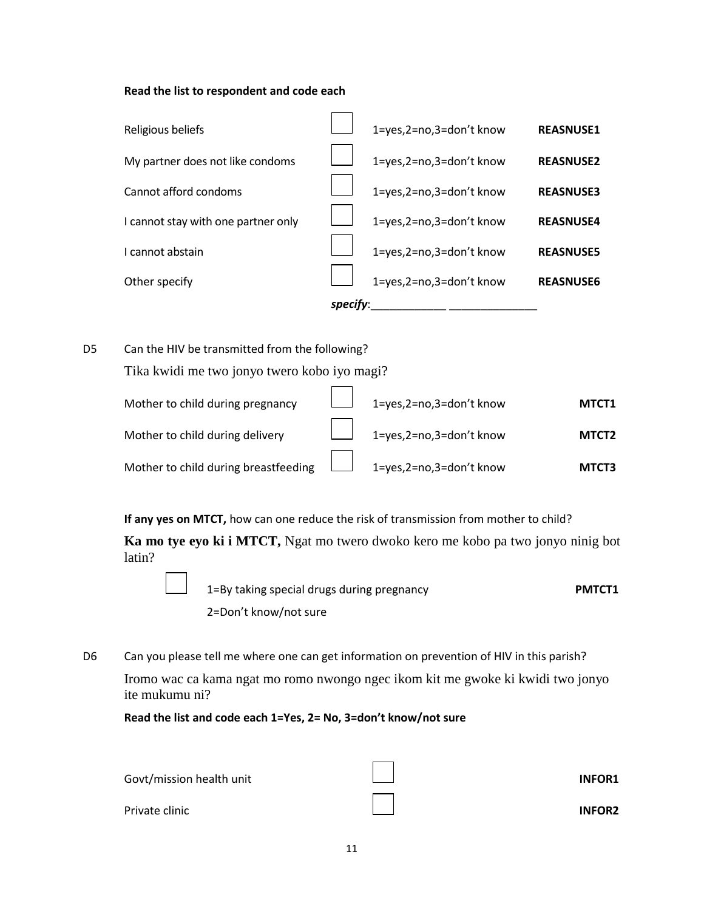**Read the list to respondent and code each**

| | | | |
|---|---|---|---|
| Religious beliefs | ☐ | 1=yes,2=no,3=don't know | **REASNUSE1** |
| My partner does not like condoms | ☐ | 1=yes,2=no,3=don't know | **REASNUSE2** |
| Cannot afford condoms | ☐ | 1=yes,2=no,3=don't know | **REASNUSE3** |
| I cannot stay with one partner only | ☐ | 1=yes,2=no,3=don't know | **REASNUSE4** |
| I cannot abstain | ☐ | 1=yes,2=no,3=don't know | **REASNUSE5** |
| Other specify | ☐ | 1=yes,2=no,3=don't know | **REASNUSE6** |

***specify***:____________ ______________

D5 Can the HIV be transmitted from the following?

Tika kwidi me two jonyo twero kobo iyo magi?

| | | | |
|---|---|---|---|
| Mother to child during pregnancy | ☐ | 1=yes,2=no,3=don't know | **MTCT1** |
| Mother to child during delivery | ☐ | 1=yes,2=no,3=don't know | **MTCT2** |
| Mother to child during breastfeeding | ☐ | 1=yes,2=no,3=don't know | **MTCT3** |

**If any yes on MTCT,** how can one reduce the risk of transmission from mother to child?

**Ka mo tye eyo ki i MTCT,** Ngat mo twero dwoko kero me kobo pa two jonyo ninig bot latin?

☐ 1=By taking special drugs during pregnancy **PMTCT1**

2=Don't know/not sure

D6 Can you please tell me where one can get information on prevention of HIV in this parish?

Iromo wac ca kama ngat mo romo nwongo ngec ikom kit me gwoke ki kwidi two jonyo ite mukumu ni?

**Read the list and code each 1=Yes, 2= No, 3=don't know/not sure**

| | | |
|---|---|---|
| Govt/mission health unit | ☐ | **INFOR1** |
| Private clinic | ☐ | **INFOR2** |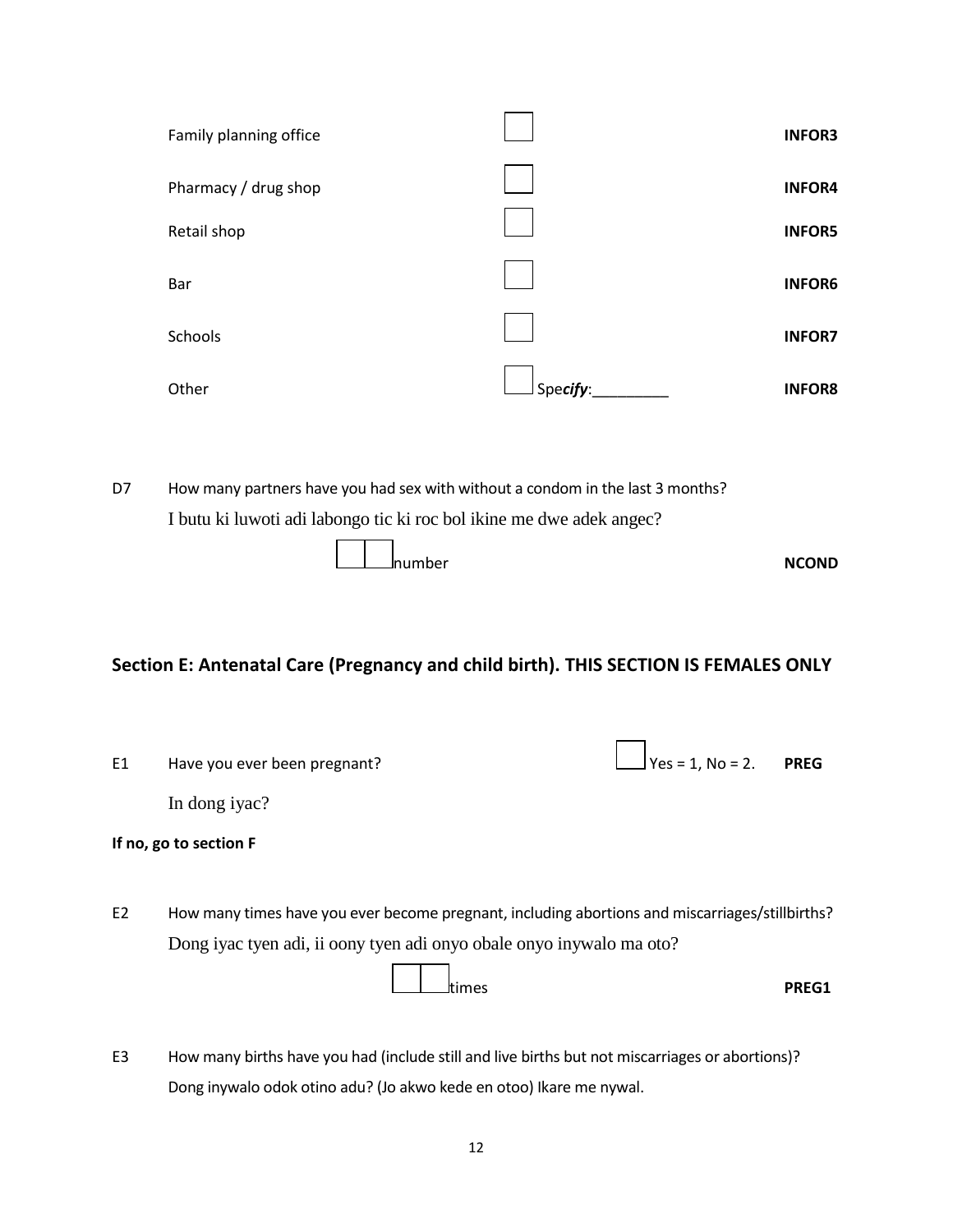| | | |
|---|---|---|
| Family planning office | ☐ | **INFOR3** |
| Pharmacy / drug shop | ☐ | **INFOR4** |
| Retail shop | ☐ | **INFOR5** |
| Bar | ☐ | **INFOR6** |
| Schools | ☐ | **INFOR7** |
| Other | ☐ Spe***cify***:_________ | **INFOR8** |

D7 How many partners have you had sex with without a condom in the last 3 months?
I butu ki luwoti adi labongo tic ki roc bol ikine me dwe adek angec?

☐☐ number **NCOND**

## Section E: Antenatal Care (Pregnancy and child birth). THIS SECTION IS FEMALES ONLY

E1 Have you ever been pregnant? ☐ Yes = 1, No = 2. **PREG**

In dong iyac?

**If no, go to section F**

E2 How many times have you ever become pregnant, including abortions and miscarriages/stillbirths?
Dong iyac tyen adi, ii oony tyen adi onyo obale onyo inywalo ma oto?

☐☐ times **PREG1**

E3 How many births have you had (include still and live births but not miscarriages or abortions)?
Dong inywalo odok otino adu? (Jo akwo kede en otoo) Ikare me nywal.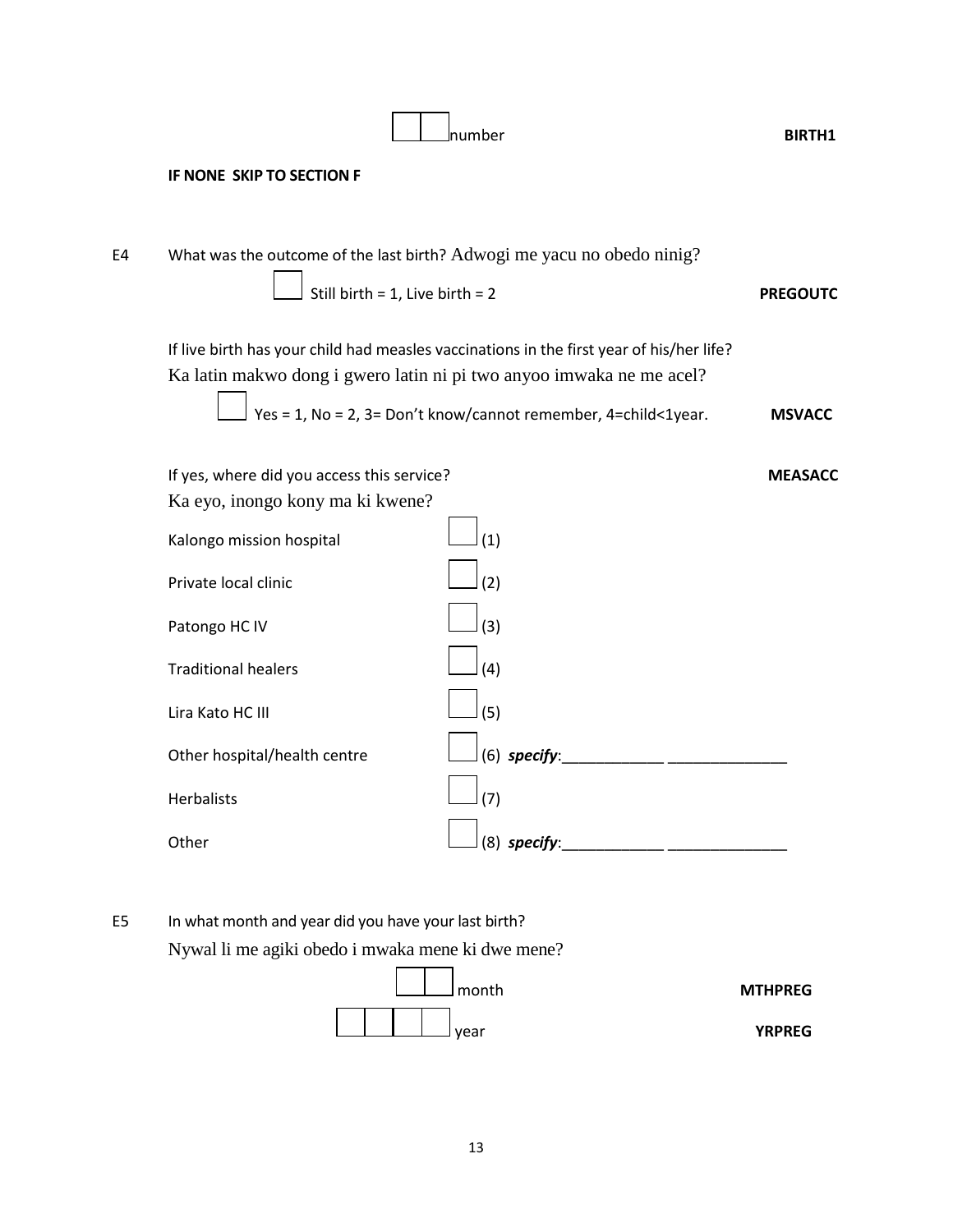☐☐ number **BIRTH1**

**IF NONE SKIP TO SECTION F**

E4 What was the outcome of the last birth? Adwogi me yacu no obedo ninig?

☐ Still birth = 1, Live birth = 2 **PREGOUTC**

If live birth has your child had measles vaccinations in the first year of his/her life?
Ka latin makwo dong i gwero latin ni pi two anyoo imwaka ne me acel?

☐ Yes = 1, No = 2, 3= Don't know/cannot remember, 4=child<1year. **MSVACC**

If yes, where did you access this service? **MEASACC**
Ka eyo, inongo kony ma ki kwene?

| | |
|---|---|
| Kalongo mission hospital | ☐ (1) |
| Private local clinic | ☐ (2) |
| Patongo HC IV | ☐ (3) |
| Traditional healers | ☐ (4) |
| Lira Kato HC III | ☐ (5) |
| Other hospital/health centre | ☐ (6) ***specify***:____________ ______________ |
| Herbalists | ☐ (7) |
| Other | ☐ (8) ***specify***:____________ ______________ |

E5 In what month and year did you have your last birth?
Nywal li me agiki obedo i mwaka mene ki dwe mene?

☐☐ month **MTHPREG**

☐☐☐☐ year **YRPREG**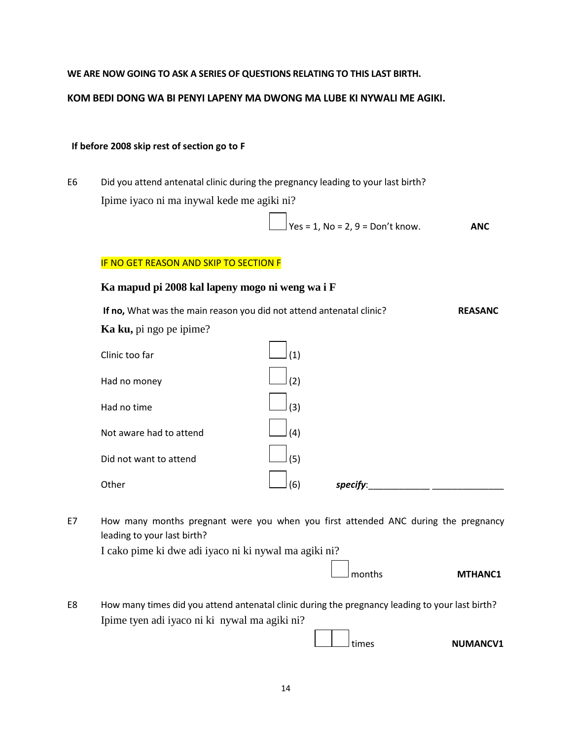**WE ARE NOW GOING TO ASK A SERIES OF QUESTIONS RELATING TO THIS LAST BIRTH.**

**KOM BEDI DONG WA BI PENYI LAPENY MA DWONG MA LUBE KI NYWALI ME AGIKI.**

**If before 2008 skip rest of section go to F**

E6 Did you attend antenatal clinic during the pregnancy leading to your last birth?

Ipime iyaco ni ma inywal kede me agiki ni?

☐ Yes = 1, No = 2, 9 = Don't know. **ANC**

IF NO GET REASON AND SKIP TO SECTION F

**Ka mapud pi 2008 kal lapeny mogo ni weng wa i F**

**If no,** What was the main reason you did not attend antenatal clinic? **REASANC**

**Ka ku,** pi ngo pe ipime?

| | |
|---|---|
| Clinic too far | ☐ (1) |
| Had no money | ☐ (2) |
| Had no time | ☐ (3) |
| Not aware had to attend | ☐ (4) |
| Did not want to attend | ☐ (5) |
| Other | ☐ (6) ***specify***:____________ ______________ |

E7 How many months pregnant were you when you first attended ANC during the pregnancy leading to your last birth?

I cako pime ki dwe adi iyaco ni ki nywal ma agiki ni?

☐ months **MTHANC1**

E8 How many times did you attend antenatal clinic during the pregnancy leading to your last birth?

Ipime tyen adi iyaco ni ki nywal ma agiki ni?

☐☐ times **NUMANCV1**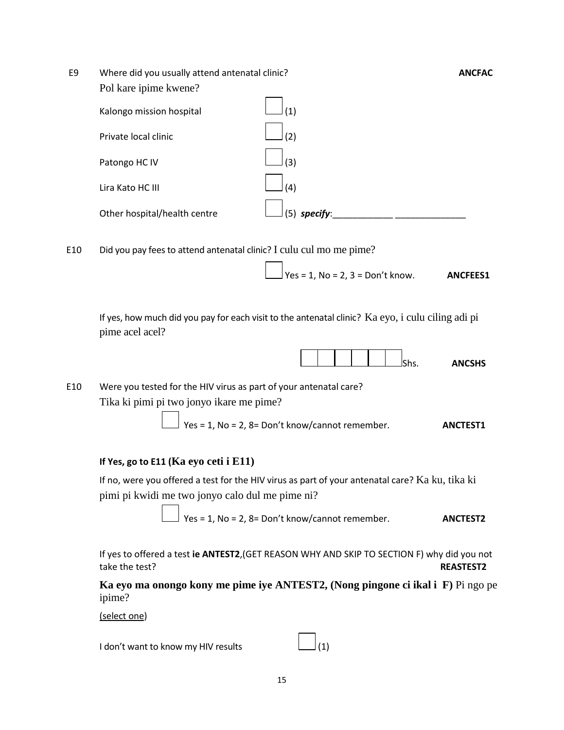E9 Where did you usually attend antenatal clinic? **ANCFAC**
Pol kare ipime kwene?

| | |
|---|---|
| Kalongo mission hospital | ☐ (1) |
| Private local clinic | ☐ (2) |
| Patongo HC IV | ☐ (3) |
| Lira Kato HC III | ☐ (4) |
| Other hospital/health centre | ☐ (5) ***specify***:____________ ______________ |

E10 Did you pay fees to attend antenatal clinic? I culu cul mo me pime?

☐ Yes = 1, No = 2, 3 = Don't know. **ANCFEES1**

If yes, how much did you pay for each visit to the antenatal clinic? Ka eyo, i culu ciling adi pi pime acel acel?

☐☐☐☐☐☐ Shs. **ANCSHS**

E10 Were you tested for the HIV virus as part of your antenatal care?
Tika ki pimi pi two jonyo ikare me pime?

☐ Yes = 1, No = 2, 8= Don't know/cannot remember. **ANCTEST1**

**If Yes, go to E11 (Ka eyo ceti i E11)**

If no, were you offered a test for the HIV virus as part of your antenatal care? Ka ku, tika ki pimi pi kwidi me two jonyo calo dul me pime ni?

☐ Yes = 1, No = 2, 8= Don't know/cannot remember. **ANCTEST2**

If yes to offered a test **ie ANTEST2**,(GET REASON WHY AND SKIP TO SECTION F) why did you not take the test? **REASTEST2**

**Ka eyo ma onongo kony me pime iye ANTEST2, (Nong pingone ci ikal i F)** Pi ngo pe ipime?

(select one)

I don't want to know my HIV results ☐ (1)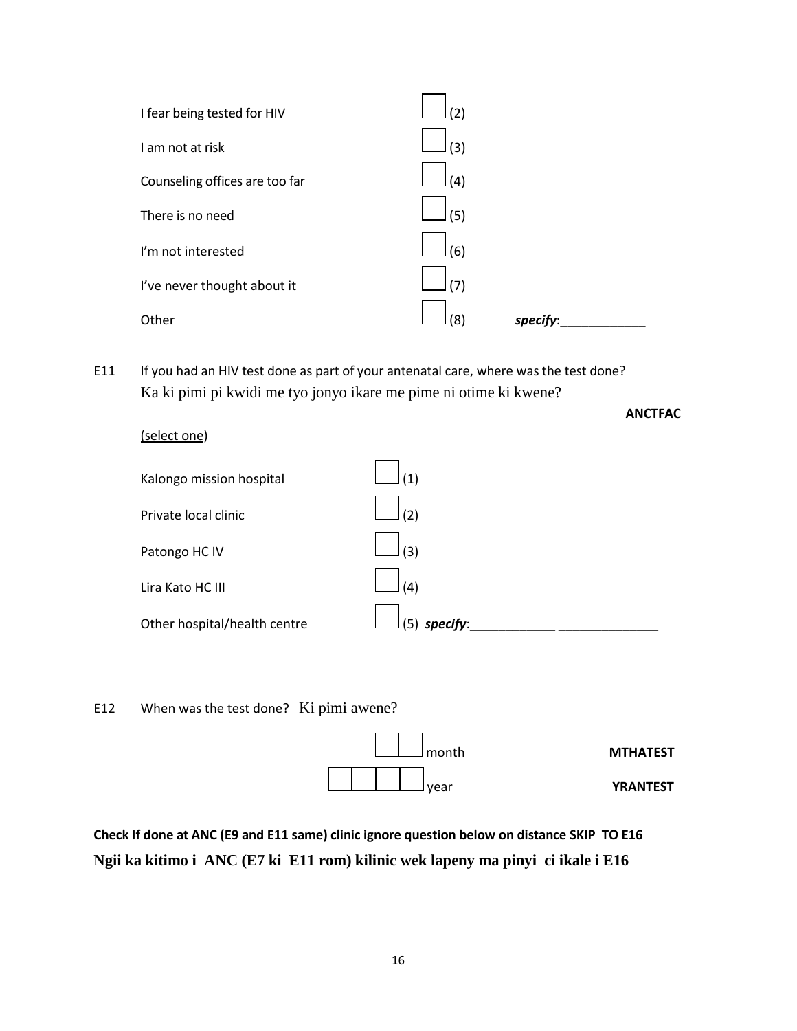| | |
|---|---|
| I fear being tested for HIV | ☐ (2) |
| I am not at risk | ☐ (3) |
| Counseling offices are too far | ☐ (4) |
| There is no need | ☐ (5) |
| I'm not interested | ☐ (6) |
| I've never thought about it | ☐ (7) |
| Other | ☐ (8) ***specify***:____________ |

E11 If you had an HIV test done as part of your antenatal care, where was the test done?
Ka ki pimi pi kwidi me tyo jonyo ikare me pime ni otime ki kwene?

**ANCTFAC**

(select one)

| | |
|---|---|
| Kalongo mission hospital | ☐ (1) |
| Private local clinic | ☐ (2) |
| Patongo HC IV | ☐ (3) |
| Lira Kato HC III | ☐ (4) |
| Other hospital/health centre | ☐ (5) ***specify***:____________ ______________ |

E12 When was the test done? Ki pimi awene?

☐☐ month **MTHATEST**

☐☐☐☐ year **YRANTEST**

**Check If done at ANC (E9 and E11 same) clinic ignore question below on distance SKIP TO E16**

**Ngii ka kitimo i ANC (E7 ki E11 rom) kilinic wek lapeny ma pinyi ci ikale i E16**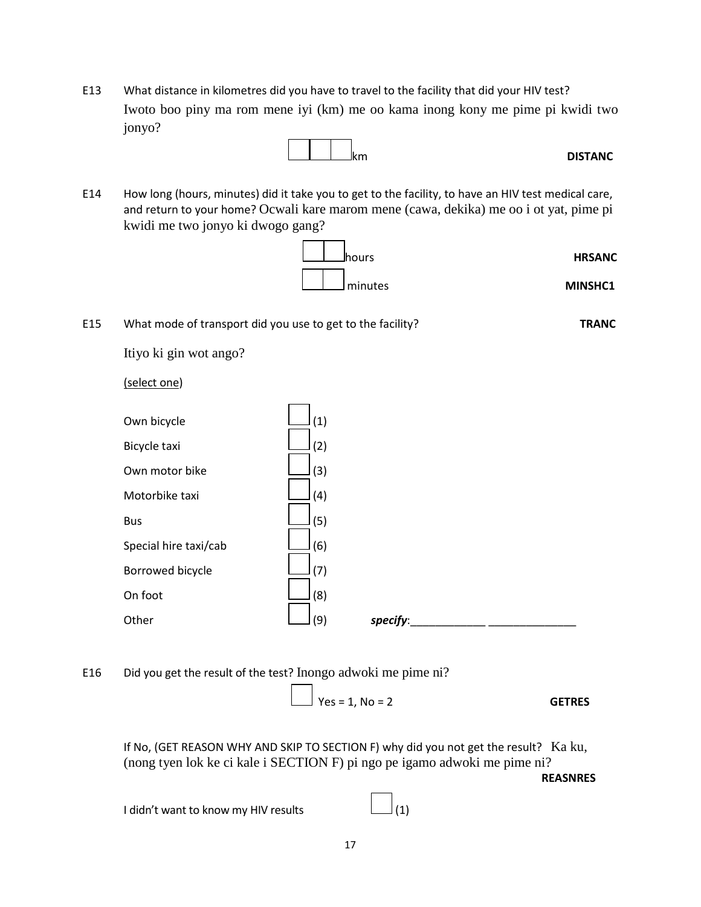E13 What distance in kilometres did you have to travel to the facility that did your HIV test? Iwoto boo piny ma rom mene iyi (km) me oo kama inong kony me pime pi kwidi two jonyo?

☐☐☐ km **DISTANC**

E14 How long (hours, minutes) did it take you to get to the facility, to have an HIV test medical care, and return to your home? Ocwali kare marom mene (cawa, dekika) me oo i ot yat, pime pi kwidi me two jonyo ki dwogo gang?

☐☐ hours **HRSANC**

☐☐ minutes **MINSHC1**

E15 What mode of transport did you use to get to the facility? **TRANC**

Itiyo ki gin wot ango?

(select one)

| | |
|---|---|
| Own bicycle | ☐ (1) |
| Bicycle taxi | ☐ (2) |
| Own motor bike | ☐ (3) |
| Motorbike taxi | ☐ (4) |
| Bus | ☐ (5) |
| Special hire taxi/cab | ☐ (6) |
| Borrowed bicycle | ☐ (7) |
| On foot | ☐ (8) |
| Other | ☐ (9) ***specify***:____________ ______________ |

E16 Did you get the result of the test? Inongo adwoki me pime ni?

☐ Yes = 1, No = 2 **GETRES**

If No, (GET REASON WHY AND SKIP TO SECTION F) why did you not get the result? Ka ku, (nong tyen lok ke ci kale i SECTION F) pi ngo pe igamo adwoki me pime ni?

**REASNRES**

I didn't want to know my HIV results ☐ (1)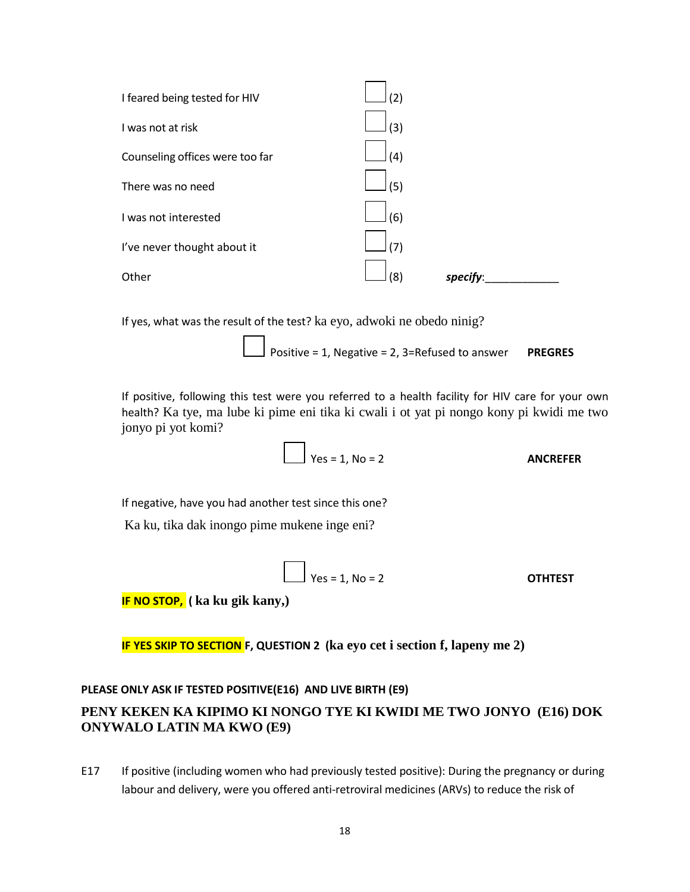I feared being tested for HIV ☐ (2)

I was not at risk ☐ (3)

Counseling offices were too far ☐ (4)

There was no need ☐ (5)

I was not interested ☐ (6)

I've never thought about it ☐ (7)

Other ☐ (8) *specify*:____________

If yes, what was the result of the test? ka eyo, adwoki ne obedo ninig?

☐ Positive = 1, Negative = 2, 3=Refused to answer **PREGRES**

If positive, following this test were you referred to a health facility for HIV care for your own health? Ka tye, ma lube ki pime eni tika ki cwali i ot yat pi nongo kony pi kwidi me two jonyo pi yot komi?

☐ Yes = 1, No = 2 **ANCREFER**

If negative, have you had another test since this one?

Ka ku, tika dak inongo pime mukene inge eni?

☐ Yes = 1, No = 2 **OTHTEST**

**IF NO STOP, ( ka ku gik kany,)**

**IF YES SKIP TO SECTION F, QUESTION 2 (ka eyo cet i section f, lapeny me 2)**

**PLEASE ONLY ASK IF TESTED POSITIVE(E16) AND LIVE BIRTH (E9)**

**PENY KEKEN KA KIPIMO KI NONGO TYE KI KWIDI ME TWO JONYO (E16) DOK ONYWALO LATIN MA KWO (E9)**

E17 If positive (including women who had previously tested positive): During the pregnancy or during labour and delivery, were you offered anti-retroviral medicines (ARVs) to reduce the risk of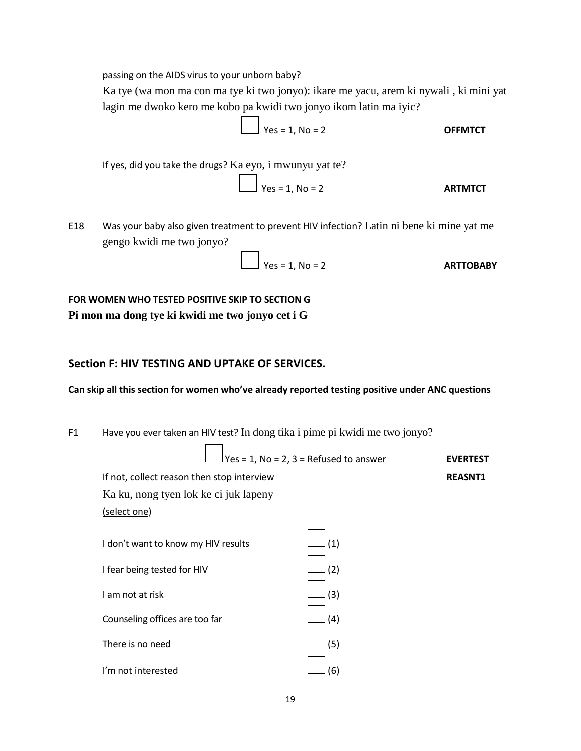passing on the AIDS virus to your unborn baby?

Ka tye (wa mon ma con ma tye ki two jonyo): ikare me yacu, arem ki nywali , ki mini yat lagin me dwoko kero me kobo pa kwidi two jonyo ikom latin ma iyic?

☐ Yes = 1, No = 2 **OFFMTCT**

If yes, did you take the drugs? Ka eyo, i mwunyu yat te?

☐ Yes = 1, No = 2 **ARTMTCT**

E18 Was your baby also given treatment to prevent HIV infection? Latin ni bene ki mine yat me gengo kwidi me two jonyo?

☐ Yes = 1, No = 2 **ARTTOBABY**

**FOR WOMEN WHO TESTED POSITIVE SKIP TO SECTION G**

**Pi mon ma dong tye ki kwidi me two jonyo cet i G**

## Section F: HIV TESTING AND UPTAKE OF SERVICES.

**Can skip all this section for women who've already reported testing positive under ANC questions**

F1 Have you ever taken an HIV test? In dong tika i pime pi kwidi me two jonyo?

☐ Yes = 1, No = 2, 3 = Refused to answer **EVERTEST**

If not, collect reason then stop interview **REASNT1**

Ka ku, nong tyen lok ke ci juk lapeny

(select one)

I don't want to know my HIV results ☐ (1)

I fear being tested for HIV ☐ (2)

I am not at risk ☐ (3)

Counseling offices are too far ☐ (4)

There is no need ☐ (5)

I'm not interested ☐ (6)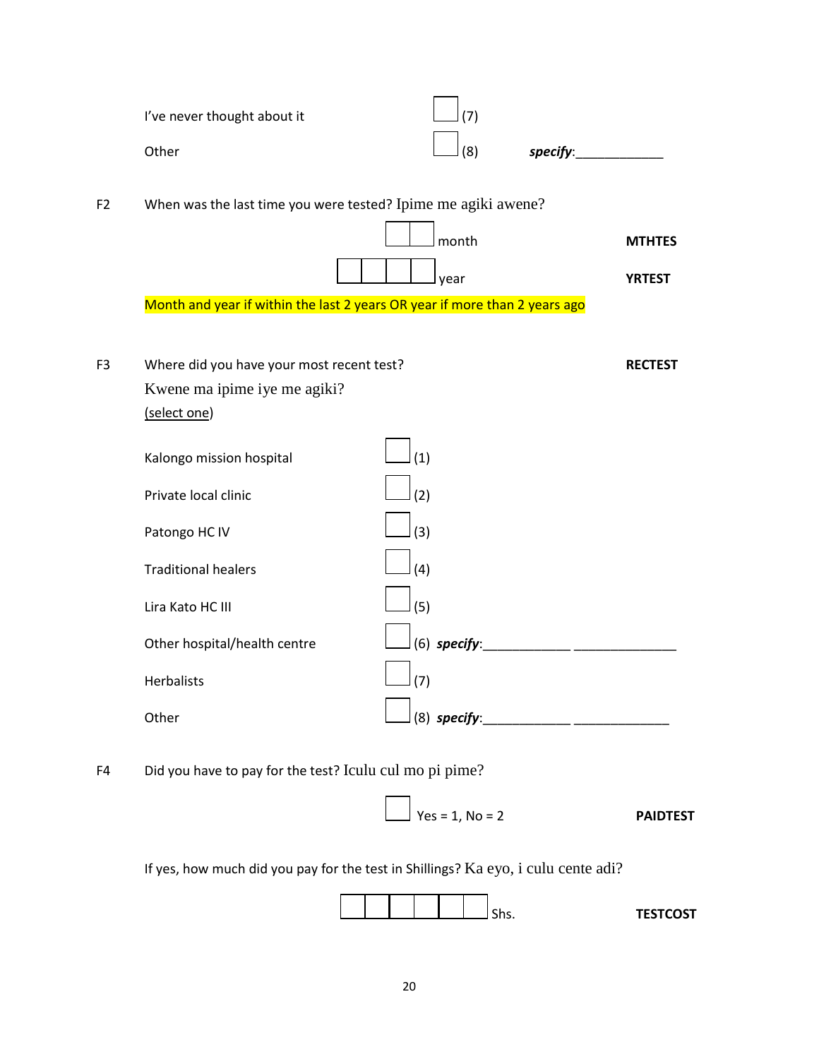I've never thought about it ☐ (7)

Other ☐ (8) ***specify***:____________

F2 When was the last time you were tested? Ipime me agiki awene?

☐☐ month **MTHTES**

☐☐☐☐ year **YRTEST**

Month and year if within the last 2 years OR year if more than 2 years ago

F3 Where did you have your most recent test? **RECTEST**

Kwene ma ipime iye me agiki?

(select one)

Kalongo mission hospital ☐ (1)

Private local clinic ☐ (2)

Patongo HC IV ☐ (3)

Traditional healers ☐ (4)

Lira Kato HC III ☐ (5)

Other hospital/health centre ☐ (6) ***specify***:____________ ______________

Herbalists ☐ (7)

Other ☐ (8) ***specify***:____________ _____________

F4 Did you have to pay for the test? Iculu cul mo pi pime?

☐ Yes = 1, No = 2 **PAIDTEST**

If yes, how much did you pay for the test in Shillings? Ka eyo, i culu cente adi?

☐☐☐☐☐☐ Shs. **TESTCOST**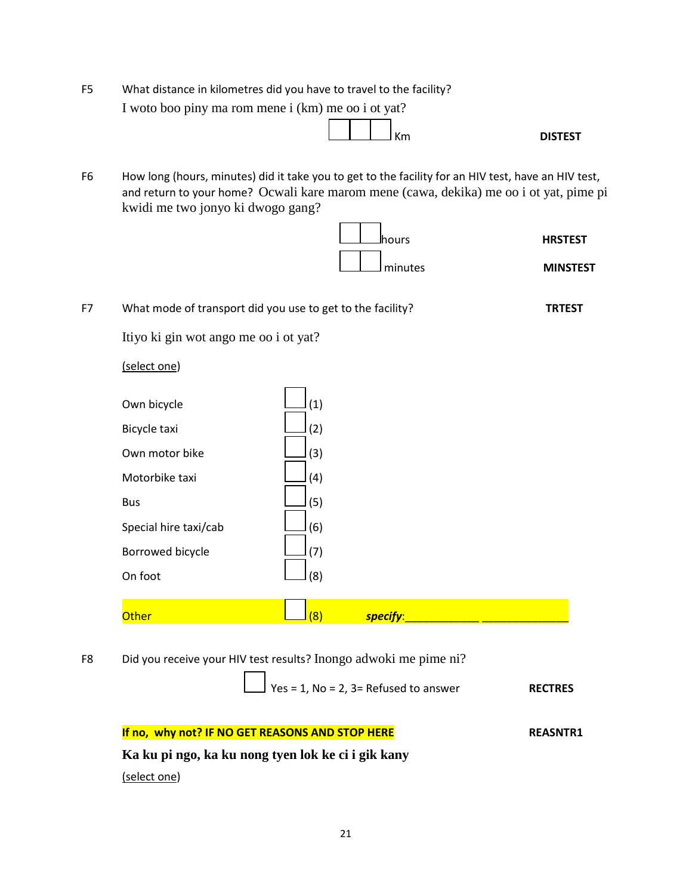F5 What distance in kilometres did you have to travel to the facility?
I woto boo piny ma rom mene i (km) me oo i ot yat?

[ ][ ][ ] Km **DISTEST**

F6 How long (hours, minutes) did it take you to get to the facility for an HIV test, have an HIV test, and return to your home? Ocwali kare marom mene (cawa, dekika) me oo i ot yat, pime pi kwidi me two jonyo ki dwogo gang?

[ ][ ] hours **HRSTEST**

[ ][ ] minutes **MINSTEST**

F7 What mode of transport did you use to get to the facility? **TRTEST**

Itiyo ki gin wot ango me oo i ot yat?

(select one)

| | | |
|---|---|---|
| Own bicycle | [ ] (1) | |
| Bicycle taxi | [ ] (2) | |
| Own motor bike | [ ] (3) | |
| Motorbike taxi | [ ] (4) | |
| Bus | [ ] (5) | |
| Special hire taxi/cab | [ ] (6) | |
| Borrowed bicycle | [ ] (7) | |
| On foot | [ ] (8) | |
| Other | [ ] (8) | ***specify***:___________ _____________ |

F8 Did you receive your HIV test results? Inongo adwoki me pime ni?

[ ] Yes = 1, No = 2, 3= Refused to answer **RECTRES**

**If no, why not? IF NO GET REASONS AND STOP HERE** **REASNTR1**

**Ka ku pi ngo, ka ku nong tyen lok ke ci i gik kany**

(select one)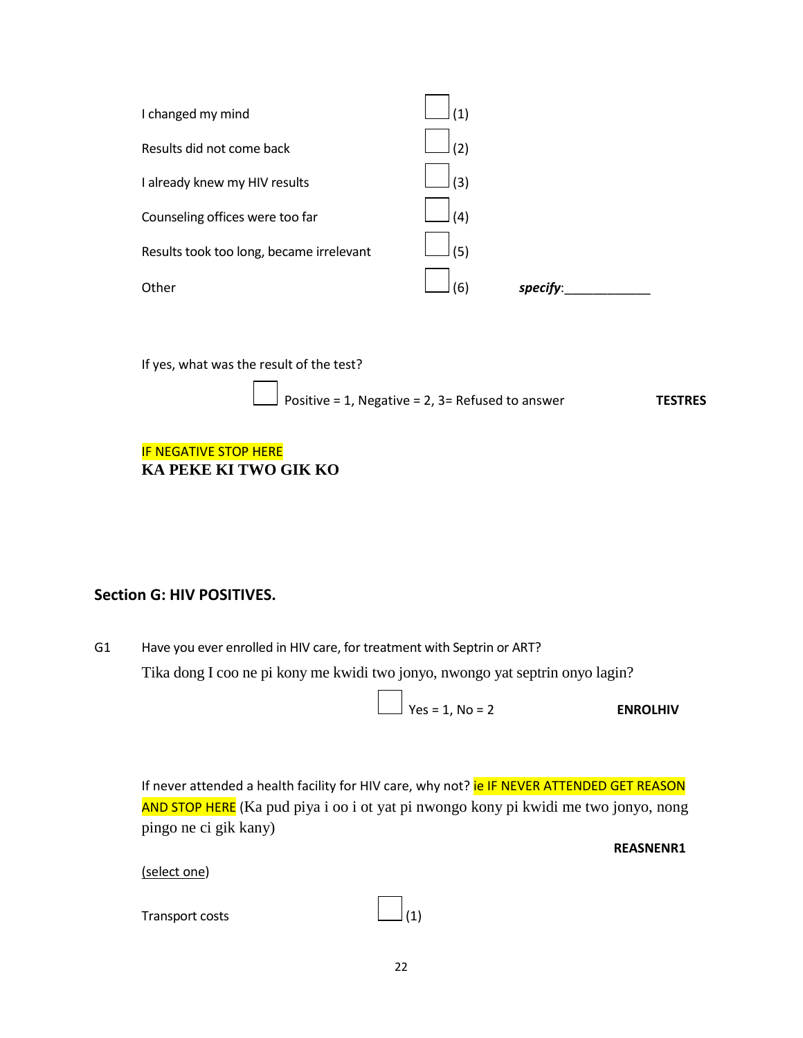| | | |
|---|---|---|
| I changed my mind | ☐ (1) | |
| Results did not come back | ☐ (2) | |
| I already knew my HIV results | ☐ (3) | |
| Counseling offices were too far | ☐ (4) | |
| Results took too long, became irrelevant | ☐ (5) | |
| Other | ☐ (6) | ***specify***:____________ |

If yes, what was the result of the test?

☐ Positive = 1, Negative = 2, 3= Refused to answer **TESTRES**

IF NEGATIVE STOP HERE

**KA PEKE KI TWO GIK KO**

## Section G: HIV POSITIVES.

G1 Have you ever enrolled in HIV care, for treatment with Septrin or ART?

Tika dong I coo ne pi kony me kwidi two jonyo, nwongo yat septrin onyo lagin?

☐ Yes = 1, No = 2 **ENROLHIV**

If never attended a health facility for HIV care, why not? ie IF NEVER ATTENDED GET REASON AND STOP HERE (Ka pud piya i oo i ot yat pi nwongo kony pi kwidi me two jonyo, nong pingo ne ci gik kany)

**REASNENR1**

<u>(select one)</u>

| | |
|---|---|
| Transport costs | ☐ (1) |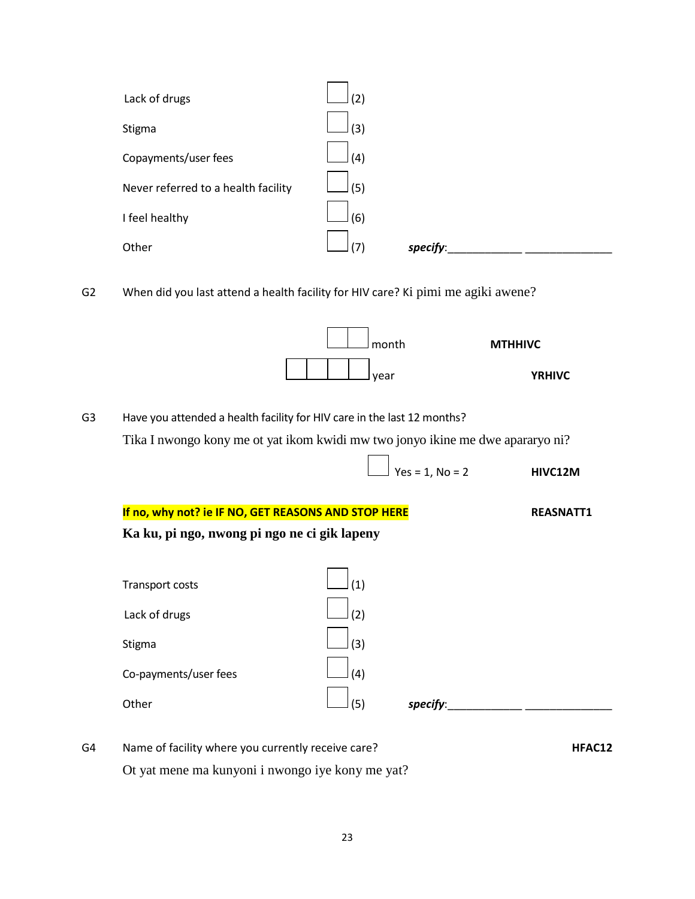| | | |
|---|---|---|
| Lack of drugs | ☐ (2) | |
| Stigma | ☐ (3) | |
| Copayments/user fees | ☐ (4) | |
| Never referred to a health facility | ☐ (5) | |
| I feel healthy | ☐ (6) | |
| Other | ☐ (7) | ***specify***:____________ ______________ |

G2 When did you last attend a health facility for HIV care? Ki pimi me agiki awene?

☐☐ month **MTHHIVC**

☐☐☐☐ year **YRHIVC**

G3 Have you attended a health facility for HIV care in the last 12 months?

Tika I nwongo kony me ot yat ikom kwidi mw two jonyo ikine me dwe apararyo ni?

☐ Yes = 1, No = 2 **HIVC12M**

**If no, why not? ie IF NO, GET REASONS AND STOP HERE** **REASNATT1**

**Ka ku, pi ngo, nwong pi ngo ne ci gik lapeny**

| | | |
|---|---|---|
| Transport costs | ☐ (1) | |
| Lack of drugs | ☐ (2) | |
| Stigma | ☐ (3) | |
| Co-payments/user fees | ☐ (4) | |
| Other | ☐ (5) | ***specify***:____________ ______________ |

G4 Name of facility where you currently receive care? **HFAC12**

Ot yat mene ma kunyoni i nwongo iye kony me yat?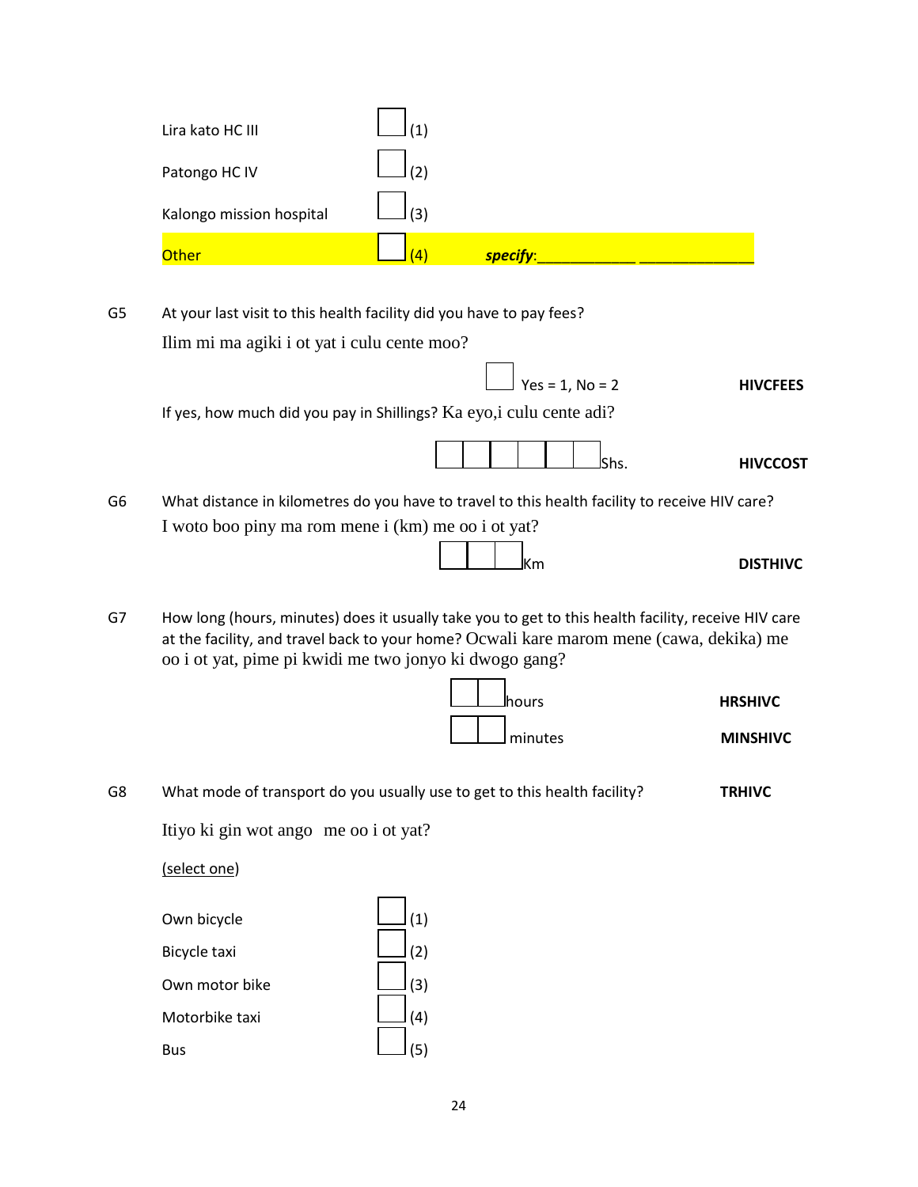Lira kato HC III ☐ (1)

Patongo HC IV ☐ (2)

Kalongo mission hospital ☐ (3)

Other ☐ (4) *specify*:____________ ______________

G5 At your last visit to this health facility did you have to pay fees?

Ilim mi ma agiki i ot yat i culu cente moo?

☐ Yes = 1, No = 2 **HIVCFEES**

If yes, how much did you pay in Shillings? Ka eyo,i culu cente adi?

☐☐☐☐☐☐ Shs. **HIVCCOST**

G6 What distance in kilometres do you have to travel to this health facility to receive HIV care?

I woto boo piny ma rom mene i (km) me oo i ot yat?

☐☐☐ Km **DISTHIVC**

G7 How long (hours, minutes) does it usually take you to get to this health facility, receive HIV care at the facility, and travel back to your home? Ocwali kare marom mene (cawa, dekika) me oo i ot yat, pime pi kwidi me two jonyo ki dwogo gang?

☐☐ hours **HRSHIVC**

☐☐ minutes **MINSHIVC**

G8 What mode of transport do you usually use to get to this health facility? **TRHIVC**

Itiyo ki gin wot ango me oo i ot yat?

(select one)

Own bicycle ☐ (1)

Bicycle taxi ☐ (2)

Own motor bike ☐ (3)

Motorbike taxi ☐ (4)

Bus ☐ (5)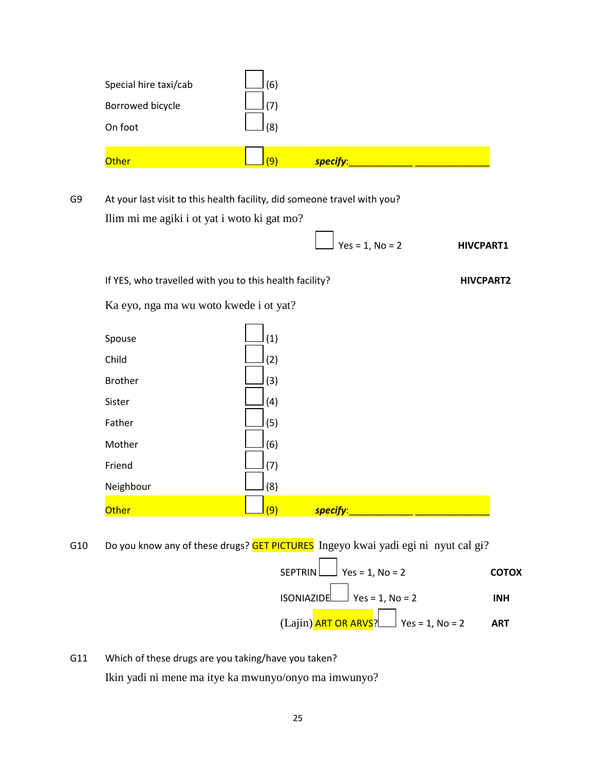| | | |
|---|---|---|
| Special hire taxi/cab | ☐ (6) | |
| Borrowed bicycle | ☐ (7) | |
| On foot | ☐ (8) | |
| Other | ☐ (9) | *specify*:____________ ______________ |

**G9** At your last visit to this health facility, did someone travel with you?

Ilim mi me agiki i ot yat i woto ki gat mo?

☐ Yes = 1, No = 2 **HIVCPART1**

If YES, who travelled with you to this health facility? **HIVCPART2**

Ka eyo, nga ma wu woto kwede i ot yat?

| | |
|---|---|
| Spouse | ☐ (1) |
| Child | ☐ (2) |
| Brother | ☐ (3) |
| Sister | ☐ (4) |
| Father | ☐ (5) |
| Mother | ☐ (6) |
| Friend | ☐ (7) |
| Neighbour | ☐ (8) |
| Other | ☐ (9) *specify*:____________ ______________ |

**G10** Do you know any of these drugs? GET PICTURES Ingeyo kwai yadi egi ni nyut cal gi?

| | | |
|---|---|---|
| SEPTRIN ☐ | Yes = 1, No = 2 | **COTOX** |
| ISONIAZIDE ☐ | Yes = 1, No = 2 | **INH** |
| (Lajin) ART OR ARVS? ☐ | Yes = 1, No = 2 | **ART** |

**G11** Which of these drugs are you taking/have you taken?

Ikin yadi ni mene ma itye ka mwunyo/onyo ma imwunyo?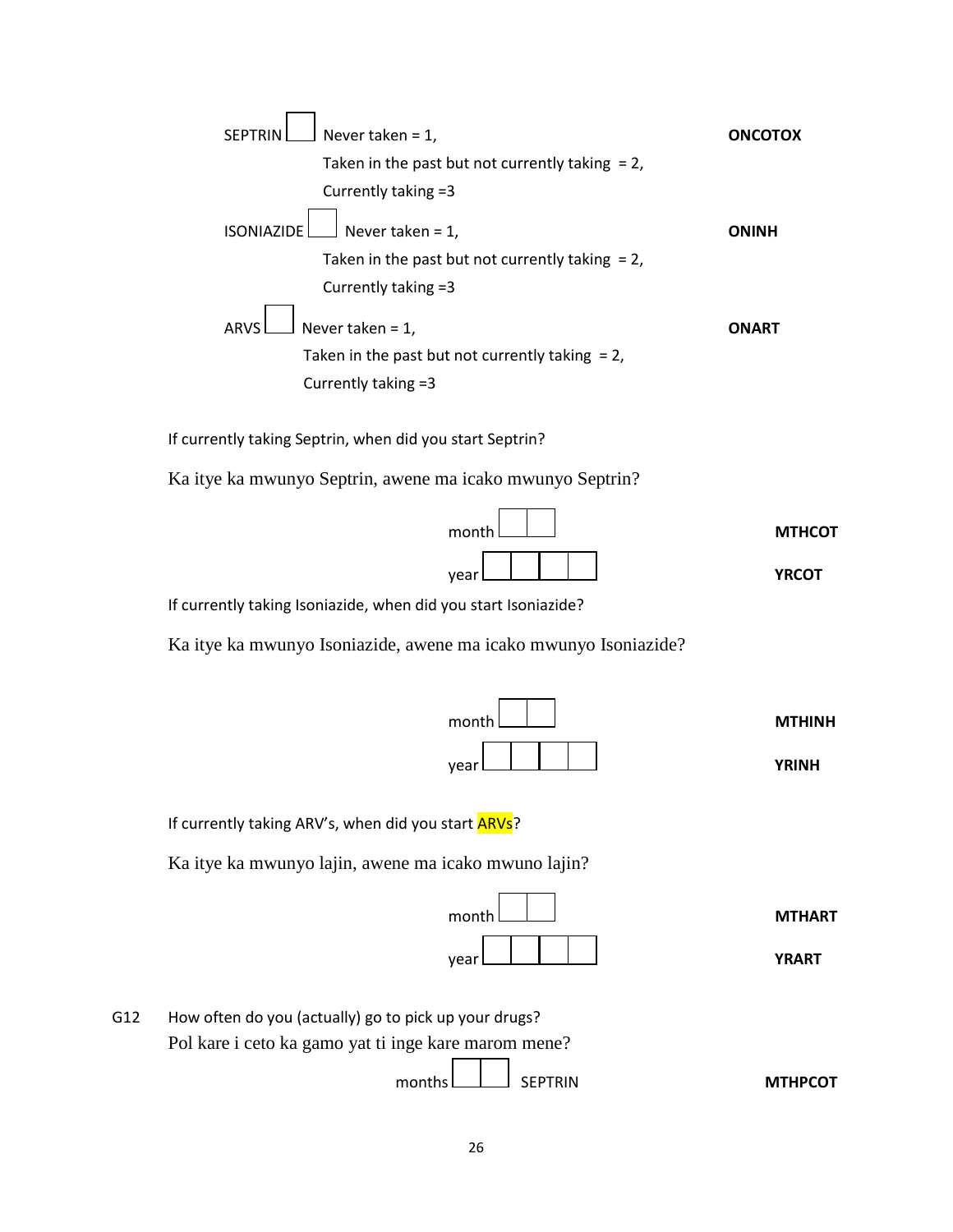SEPTRIN [ ] Never taken = 1, **ONCOTOX**
Taken in the past but not currently taking = 2,
Currently taking =3

ISONIAZIDE [ ] Never taken = 1, **ONINH**
Taken in the past but not currently taking = 2,
Currently taking =3

ARVS [ ] Never taken = 1, **ONART**
Taken in the past but not currently taking = 2,
Currently taking =3

If currently taking Septrin, when did you start Septrin?

Ka itye ka mwunyo Septrin, awene ma icako mwunyo Septrin?

month [ ][ ] **MTHCOT**

year [ ][ ][ ][ ] **YRCOT**

If currently taking Isoniazide, when did you start Isoniazide?

Ka itye ka mwunyo Isoniazide, awene ma icako mwunyo Isoniazide?

month [ ][ ] **MTHINH**

year [ ][ ][ ][ ] **YRINH**

If currently taking ARV's, when did you start ARVs?

Ka itye ka mwunyo lajin, awene ma icako mwuno lajin?

month [ ][ ] **MTHART**

year [ ][ ][ ][ ] **YRART**

G12 How often do you (actually) go to pick up your drugs?
Pol kare i ceto ka gamo yat ti inge kare marom mene?

months [ ][ ] SEPTRIN **MTHPCOT**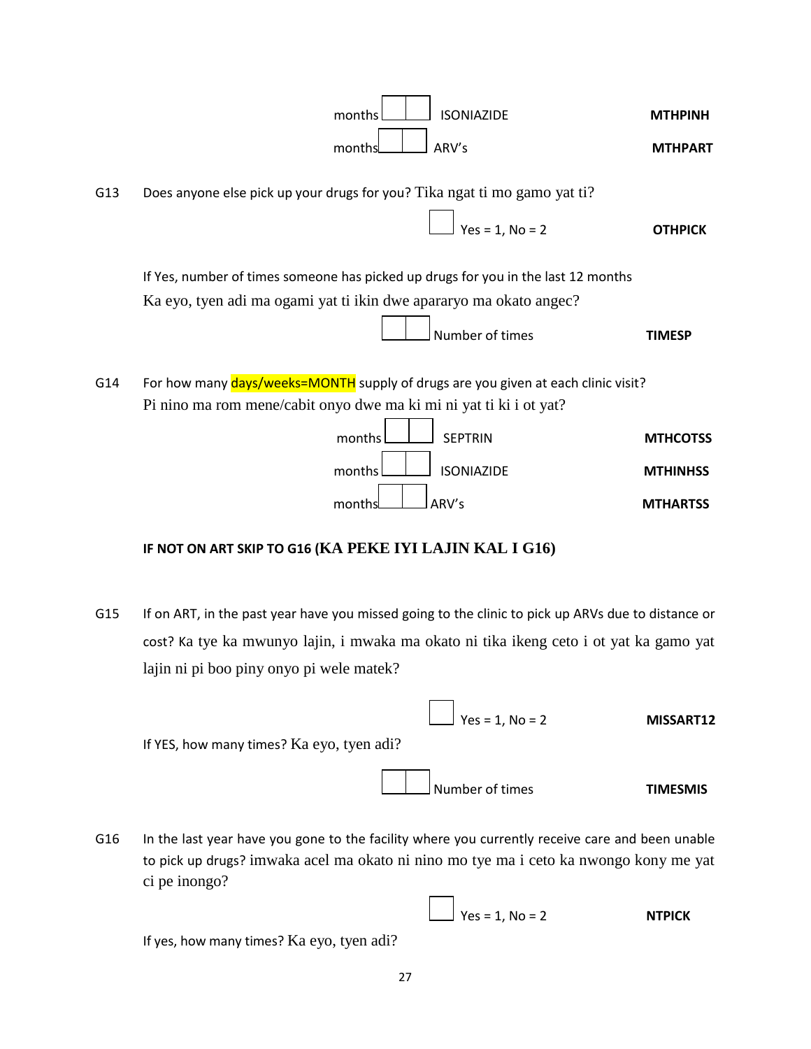months ☐☐ ISONIAZIDE **MTHPINH**

months ☐☐ ARV's **MTHPART**

G13 Does anyone else pick up your drugs for you? Tika ngat ti mo gamo yat ti?

☐ Yes = 1, No = 2 **OTHPICK**

If Yes, number of times someone has picked up drugs for you in the last 12 months
Ka eyo, tyen adi ma ogami yat ti ikin dwe apararyo ma okato angec?

☐☐ Number of times **TIMESP**

G14 For how many days/weeks=MONTH supply of drugs are you given at each clinic visit?
Pi nino ma rom mene/cabit onyo dwe ma ki mi ni yat ti ki i ot yat?

months ☐☐ SEPTRIN **MTHCOTSS**

months ☐☐ ISONIAZIDE **MTHINHSS**

months ☐☐ ARV's **MTHARTSS**

**IF NOT ON ART SKIP TO G16 (KA PEKE IYI LAJIN KAL I G16)**

G15 If on ART, in the past year have you missed going to the clinic to pick up ARVs due to distance or cost? Ka tye ka mwunyo lajin, i mwaka ma okato ni tika ikeng ceto i ot yat ka gamo yat lajin ni pi boo piny onyo pi wele matek?

☐ Yes = 1, No = 2 **MISSART12**

If YES, how many times? Ka eyo, tyen adi?

☐☐ Number of times **TIMESMIS**

G16 In the last year have you gone to the facility where you currently receive care and been unable to pick up drugs? imwaka acel ma okato ni nino mo tye ma i ceto ka nwongo kony me yat ci pe inongo?

☐ Yes = 1, No = 2 **NTPICK**

If yes, how many times? Ka eyo, tyen adi?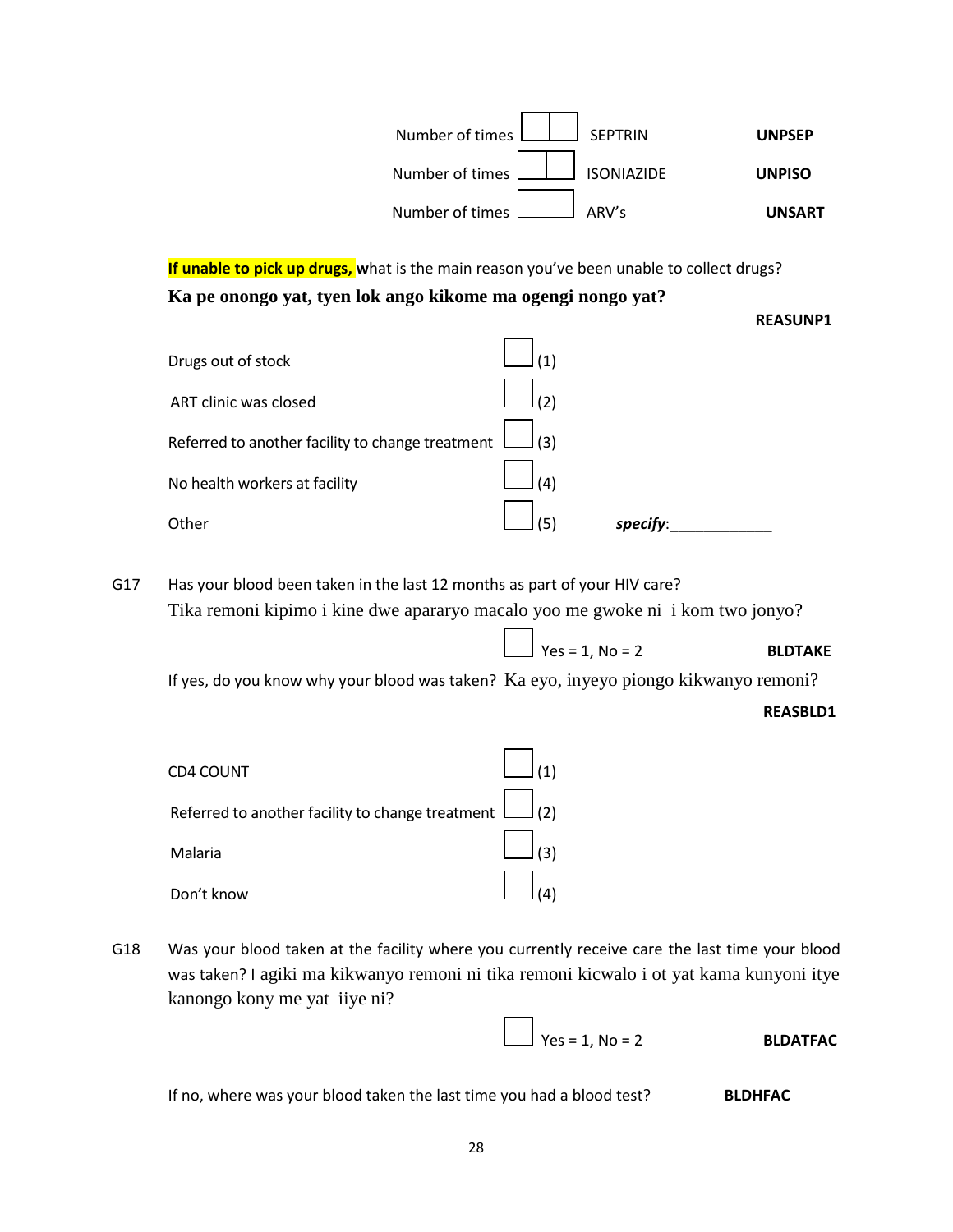Number of times ☐☐ SEPTRIN **UNPSEP**

Number of times ☐☐ ISONIAZIDE **UNPISO**

Number of times ☐☐ ARV's **UNSART**

**If unable to pick up drugs, w**hat is the main reason you've been unable to collect drugs?

**Ka pe onongo yat, tyen lok ango kikome ma ogengi nongo yat?**

**REASUNP1**

| | | |
|---|---|---|
| Drugs out of stock | ☐ (1) | |
| ART clinic was closed | ☐ (2) | |
| Referred to another facility to change treatment | ☐ (3) | |
| No health workers at facility | ☐ (4) | |
| Other | ☐ (5) | ***specify***:____________ |

G17 Has your blood been taken in the last 12 months as part of your HIV care?
Tika remoni kipimo i kine dwe apararyo macalo yoo me gwoke ni i kom two jonyo?

☐ Yes = 1, No = 2 **BLDTAKE**

If yes, do you know why your blood was taken? Ka eyo, inyeyo piongo kikwanyo remoni?

**REASBLD1**

| | |
|---|---|
| CD4 COUNT | ☐ (1) |
| Referred to another facility to change treatment | ☐ (2) |
| Malaria | ☐ (3) |
| Don't know | ☐ (4) |

G18 Was your blood taken at the facility where you currently receive care the last time your blood was taken? I agiki ma kikwanyo remoni ni tika remoni kicwalo i ot yat kama kunyoni itye kanongo kony me yat iiye ni?

☐ Yes = 1, No = 2 **BLDATFAC**

If no, where was your blood taken the last time you had a blood test? **BLDHFAC**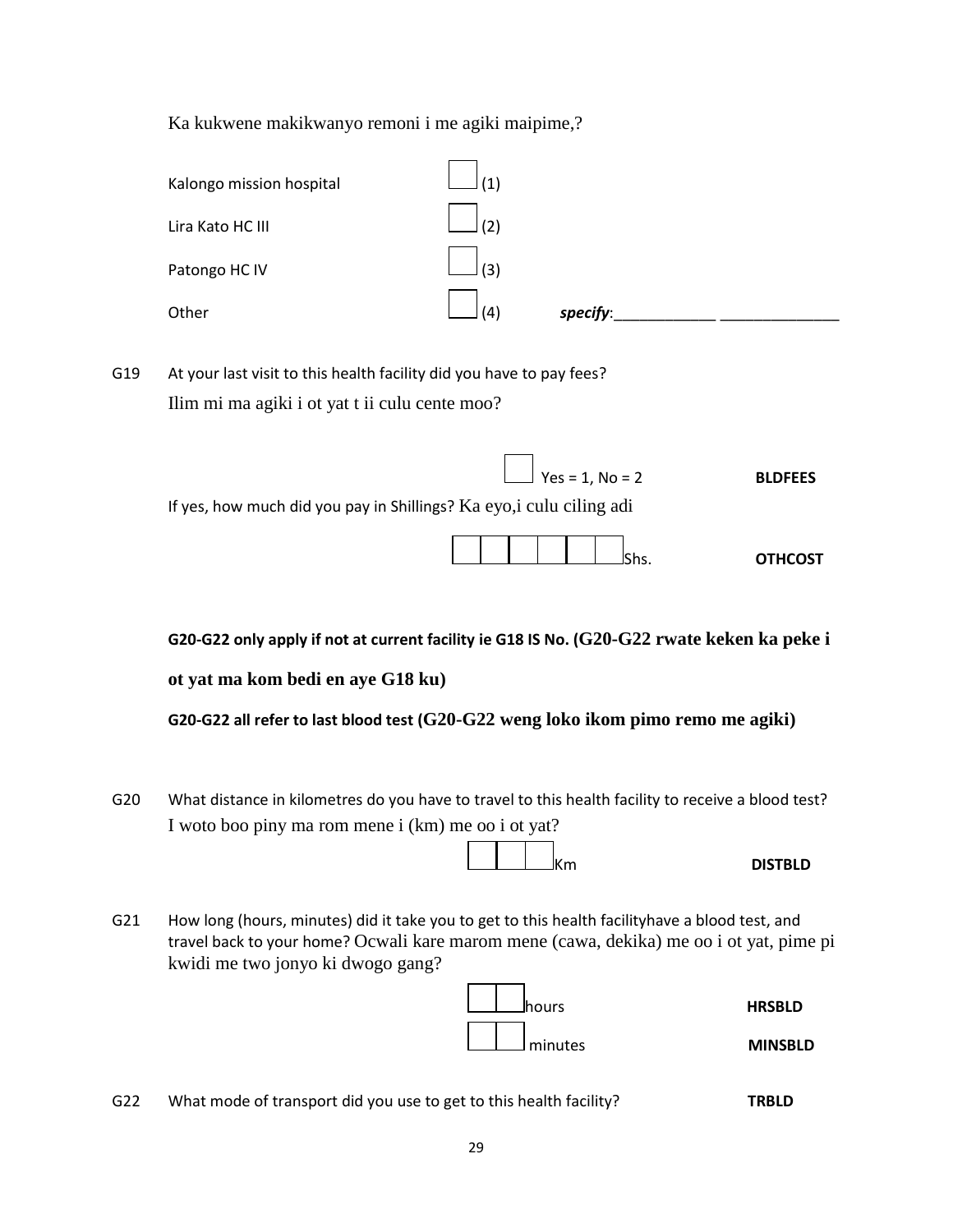Ka kukwene makikwanyo remoni i me agiki maipime,?

| | | |
|---|---|---|
| Kalongo mission hospital | ☐ (1) | |
| Lira Kato HC III | ☐ (2) | |
| Patongo HC IV | ☐ (3) | |
| Other | ☐ (4) | *specify*:____________ ______________ |

G19 At your last visit to this health facility did you have to pay fees?
Ilim mi ma agiki i ot yat t ii culu cente moo?

☐ Yes = 1, No = 2 **BLDFEES**

If yes, how much did you pay in Shillings? Ka eyo,i culu ciling adi

☐☐☐☐☐☐ Shs. **OTHCOST**

**G20-G22 only apply if not at current facility ie G18 IS No. (G20-G22 rwate keken ka peke i ot yat ma kom bedi en aye G18 ku)**

**G20-G22 all refer to last blood test (G20-G22 weng loko ikom pimo remo me agiki)**

G20 What distance in kilometres do you have to travel to this health facility to receive a blood test?
I woto boo piny ma rom mene i (km) me oo i ot yat?

☐☐☐ Km **DISTBLD**

G21 How long (hours, minutes) did it take you to get to this health facilityhave a blood test, and travel back to your home? Ocwali kare marom mene (cawa, dekika) me oo i ot yat, pime pi kwidi me two jonyo ki dwogo gang?

☐☐ hours **HRSBLD**

☐☐ minutes **MINSBLD**

G22 What mode of transport did you use to get to this health facility? **TRBLD**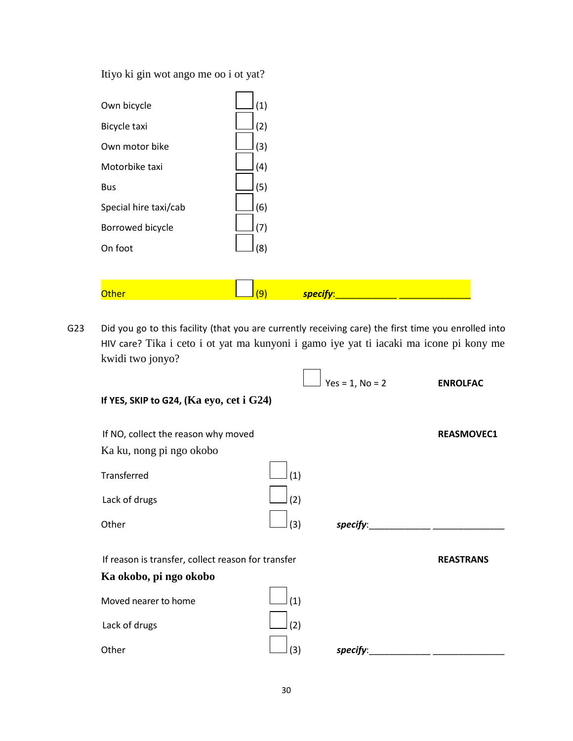Itiyo ki gin wot ango me oo i ot yat?

| | |
|---|---|
| Own bicycle | ☐ (1) |
| Bicycle taxi | ☐ (2) |
| Own motor bike | ☐ (3) |
| Motorbike taxi | ☐ (4) |
| Bus | ☐ (5) |
| Special hire taxi/cab | ☐ (6) |
| Borrowed bicycle | ☐ (7) |
| On foot | ☐ (8) |
| Other | ☐ (9) ***specify***:____________ ______________ |

G23 Did you go to this facility (that you are currently receiving care) the first time you enrolled into HIV care? Tika i ceto i ot yat ma kunyoni i gamo iye yat ti iacaki ma icone pi kony me kwidi two jonyo?

☐ Yes = 1, No = 2 **ENROLFAC**

**If YES, SKIP to G24, (Ka eyo, cet i G24)**

If NO, collect the reason why moved **REASMOVEC1**

Ka ku, nong pi ngo okobo

| | |
|---|---|
| Transferred | ☐ (1) |
| Lack of drugs | ☐ (2) |
| Other | ☐ (3) ***specify***:____________ ______________ |

If reason is transfer, collect reason for transfer **REASTRANS**

**Ka okobo, pi ngo okobo**

| | |
|---|---|
| Moved nearer to home | ☐ (1) |
| Lack of drugs | ☐ (2) |
| Other | ☐ (3) ***specify***:____________ ______________ |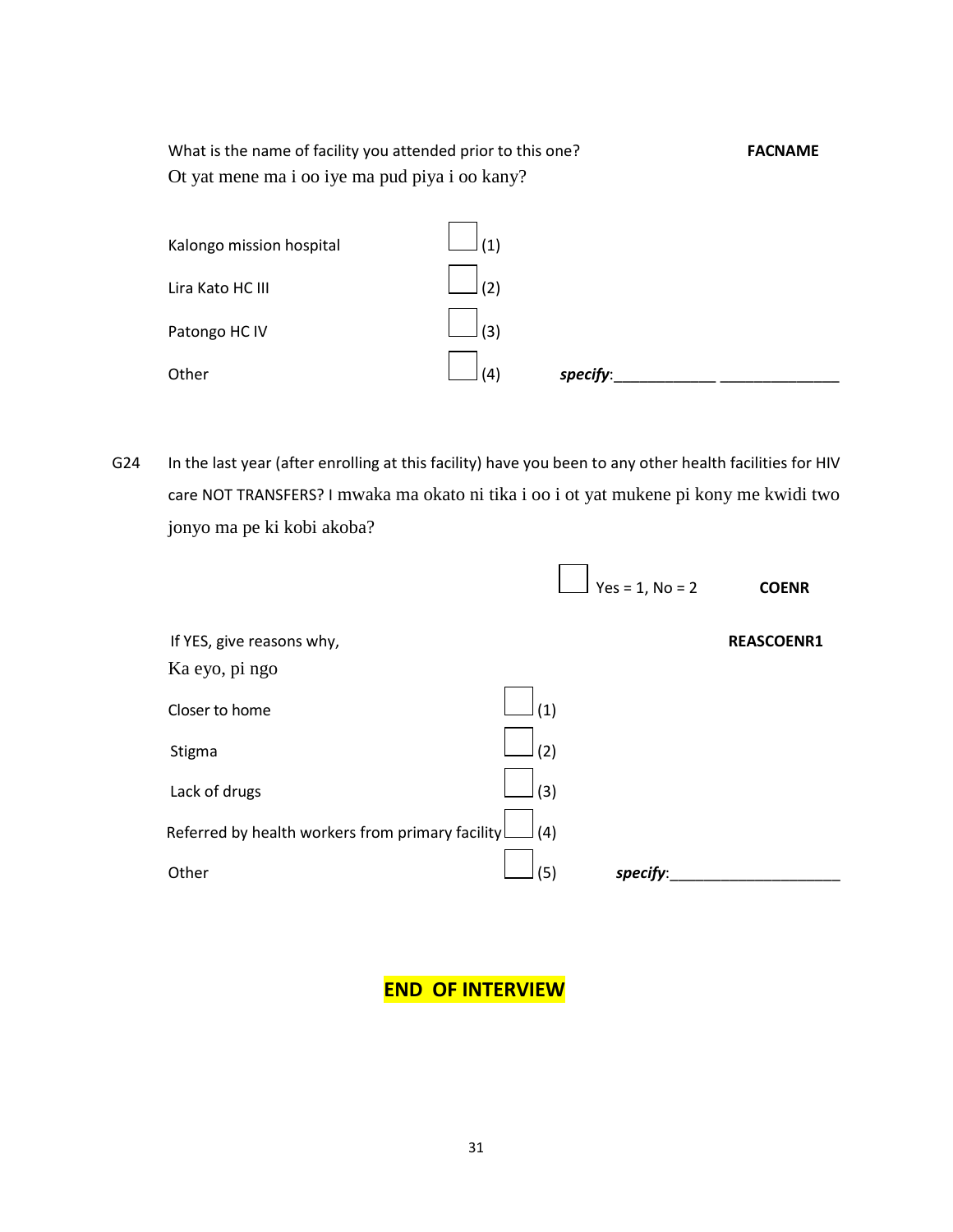What is the name of facility you attended prior to this one? **FACNAME**
Ot yat mene ma i oo iye ma pud piya i oo kany?

Kalongo mission hospital ☐ (1)

Lira Kato HC III ☐ (2)

Patongo HC IV ☐ (3)

Other ☐ (4) ***specify***:____________ ______________

G24 In the last year (after enrolling at this facility) have you been to any other health facilities for HIV care NOT TRANSFERS? I mwaka ma okato ni tika i oo i ot yat mukene pi kony me kwidi two jonyo ma pe ki kobi akoba?

☐ Yes = 1, No = 2 **COENR**

If YES, give reasons why, **REASCOENR1**
Ka eyo, pi ngo

Closer to home ☐ (1)

Stigma ☐ (2)

Lack of drugs ☐ (3)

Referred by health workers from primary facility ☐ (4)

Other ☐ (5) ***specify***:____________________

**END OF INTERVIEW**